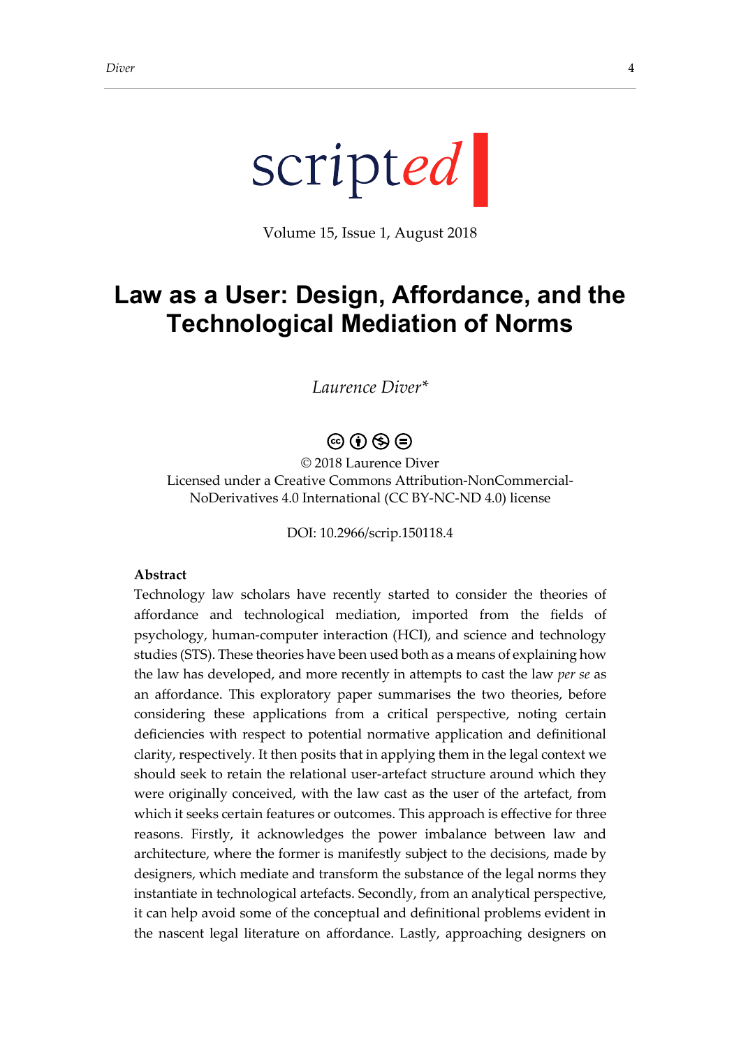scripted

Volume 15, Issue 1, August 2018

# Law as a User: Design, Affordance, and the Technological Mediation of Norms

*Laurence Diver\**

© 2018 Laurence Diver
Licensed under a Creative Commons Attribution-NonCommercial-NoDerivatives 4.0 International (CC BY-NC-ND 4.0) license

DOI: 10.2966/scrip.150118.4

**Abstract**

Technology law scholars have recently started to consider the theories of affordance and technological mediation, imported from the fields of psychology, human-computer interaction (HCI), and science and technology studies (STS). These theories have been used both as a means of explaining how the law has developed, and more recently in attempts to cast the law *per se* as an affordance. This exploratory paper summarises the two theories, before considering these applications from a critical perspective, noting certain deficiencies with respect to potential normative application and definitional clarity, respectively. It then posits that in applying them in the legal context we should seek to retain the relational user-artefact structure around which they were originally conceived, with the law cast as the user of the artefact, from which it seeks certain features or outcomes. This approach is effective for three reasons. Firstly, it acknowledges the power imbalance between law and architecture, where the former is manifestly subject to the decisions, made by designers, which mediate and transform the substance of the legal norms they instantiate in technological artefacts. Secondly, from an analytical perspective, it can help avoid some of the conceptual and definitional problems evident in the nascent legal literature on affordance. Lastly, approaching designers on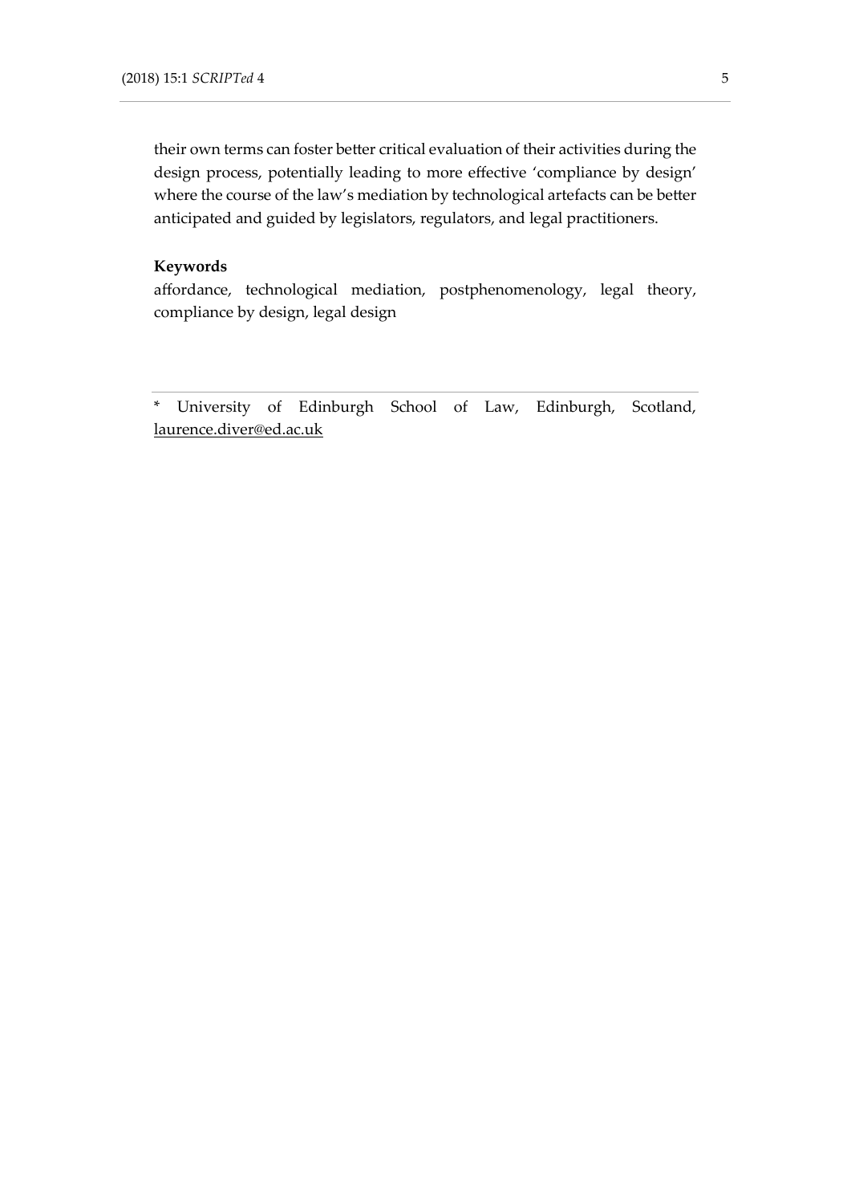their own terms can foster better critical evaluation of their activities during the design process, potentially leading to more effective 'compliance by design' where the course of the law's mediation by technological artefacts can be better anticipated and guided by legislators, regulators, and legal practitioners.

**Keywords**

affordance, technological mediation, postphenomenology, legal theory, compliance by design, legal design

---

\* University of Edinburgh School of Law, Edinburgh, Scotland, laurence.diver@ed.ac.uk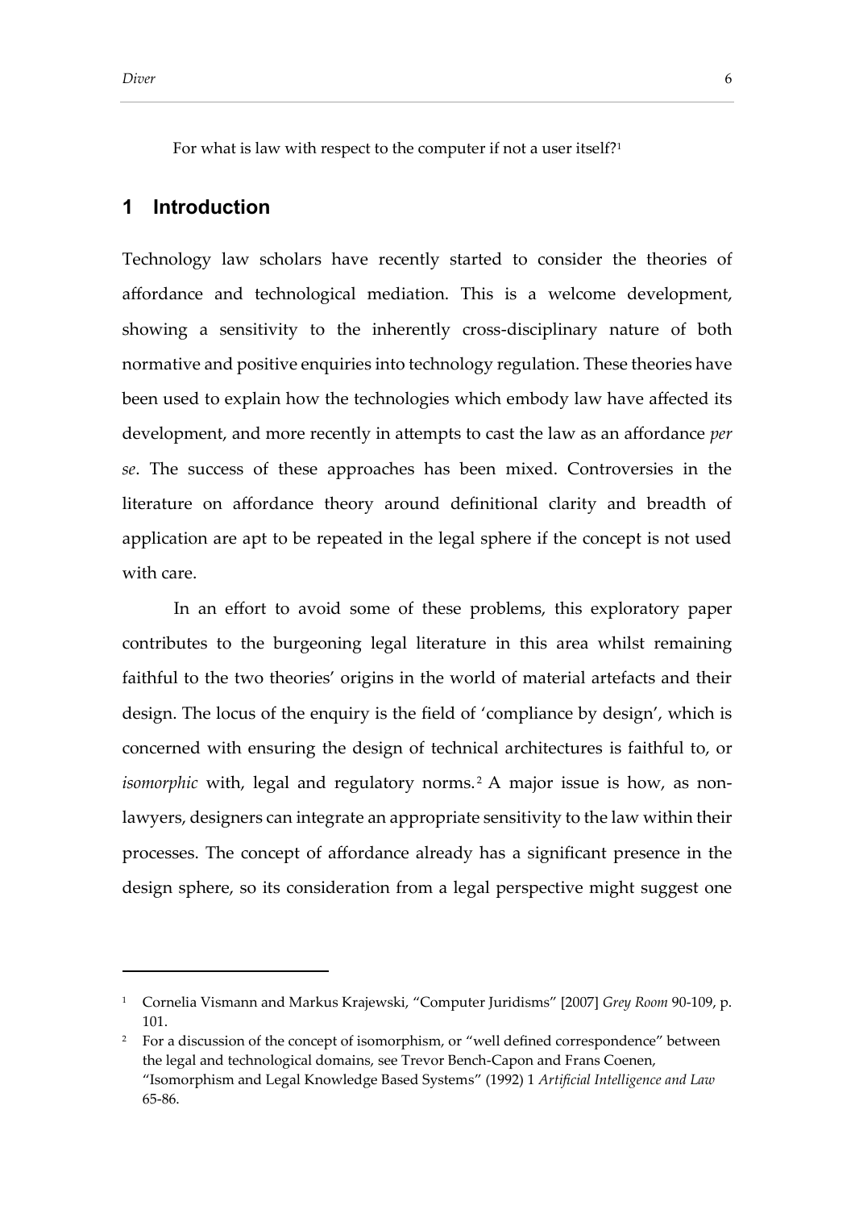For what is law with respect to the computer if not a user itself?[1]

# 1 Introduction

Technology law scholars have recently started to consider the theories of affordance and technological mediation. This is a welcome development, showing a sensitivity to the inherently cross-disciplinary nature of both normative and positive enquiries into technology regulation. These theories have been used to explain how the technologies which embody law have affected its development, and more recently in attempts to cast the law as an affordance *per se*. The success of these approaches has been mixed. Controversies in the literature on affordance theory around definitional clarity and breadth of application are apt to be repeated in the legal sphere if the concept is not used with care.

In an effort to avoid some of these problems, this exploratory paper contributes to the burgeoning legal literature in this area whilst remaining faithful to the two theories' origins in the world of material artefacts and their design. The locus of the enquiry is the field of 'compliance by design', which is concerned with ensuring the design of technical architectures is faithful to, or *isomorphic* with, legal and regulatory norms.[2] A major issue is how, as non-lawyers, designers can integrate an appropriate sensitivity to the law within their processes. The concept of affordance already has a significant presence in the design sphere, so its consideration from a legal perspective might suggest one

---

[1] Cornelia Vismann and Markus Krajewski, "Computer Juridisms" [2007] *Grey Room* 90-109, p. 101.

[2] For a discussion of the concept of isomorphism, or "well defined correspondence" between the legal and technological domains, see Trevor Bench-Capon and Frans Coenen, "Isomorphism and Legal Knowledge Based Systems" (1992) 1 *Artificial Intelligence and Law* 65-86.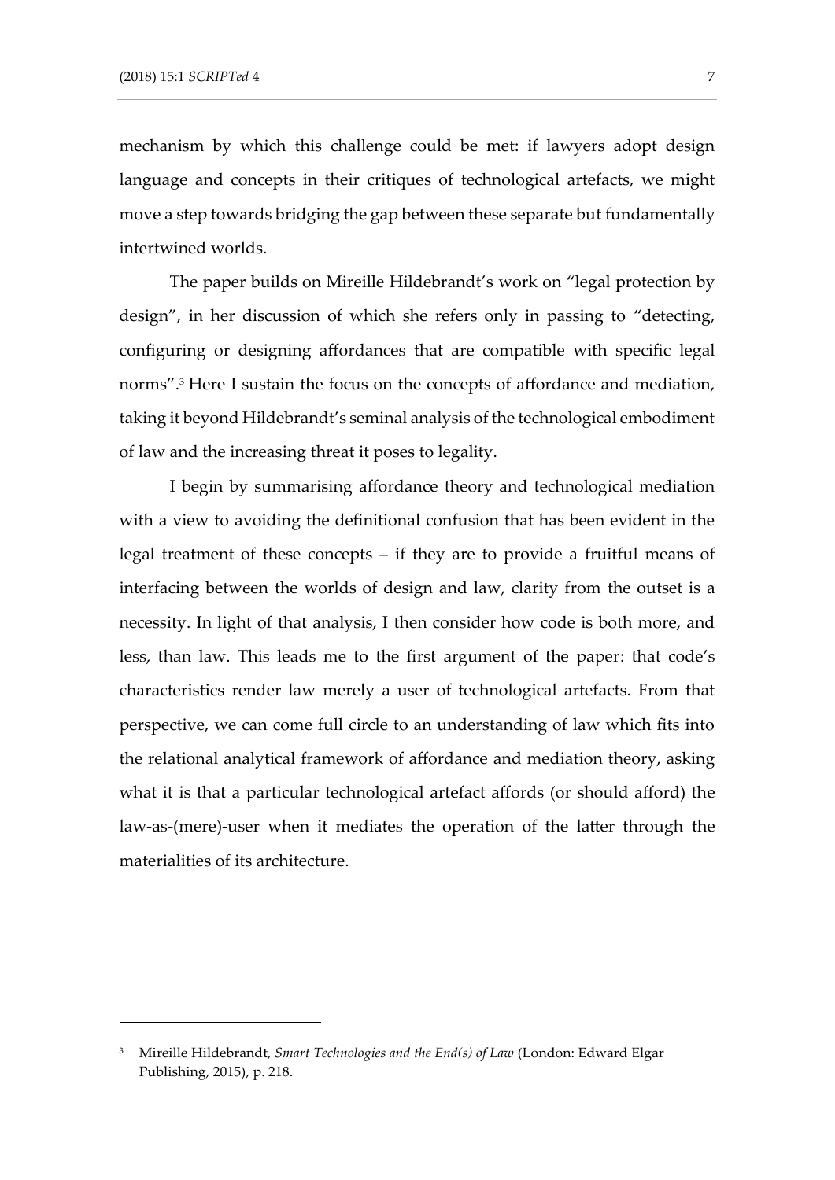mechanism by which this challenge could be met: if lawyers adopt design language and concepts in their critiques of technological artefacts, we might move a step towards bridging the gap between these separate but fundamentally intertwined worlds.

The paper builds on Mireille Hildebrandt's work on "legal protection by design", in her discussion of which she refers only in passing to "detecting, configuring or designing affordances that are compatible with specific legal norms".[3] Here I sustain the focus on the concepts of affordance and mediation, taking it beyond Hildebrandt's seminal analysis of the technological embodiment of law and the increasing threat it poses to legality.

I begin by summarising affordance theory and technological mediation with a view to avoiding the definitional confusion that has been evident in the legal treatment of these concepts – if they are to provide a fruitful means of interfacing between the worlds of design and law, clarity from the outset is a necessity. In light of that analysis, I then consider how code is both more, and less, than law. This leads me to the first argument of the paper: that code's characteristics render law merely a user of technological artefacts. From that perspective, we can come full circle to an understanding of law which fits into the relational analytical framework of affordance and mediation theory, asking what it is that a particular technological artefact affords (or should afford) the law-as-(mere)-user when it mediates the operation of the latter through the materialities of its architecture.

---

[3] Mireille Hildebrandt, *Smart Technologies and the End(s) of Law* (London: Edward Elgar Publishing, 2015), p. 218.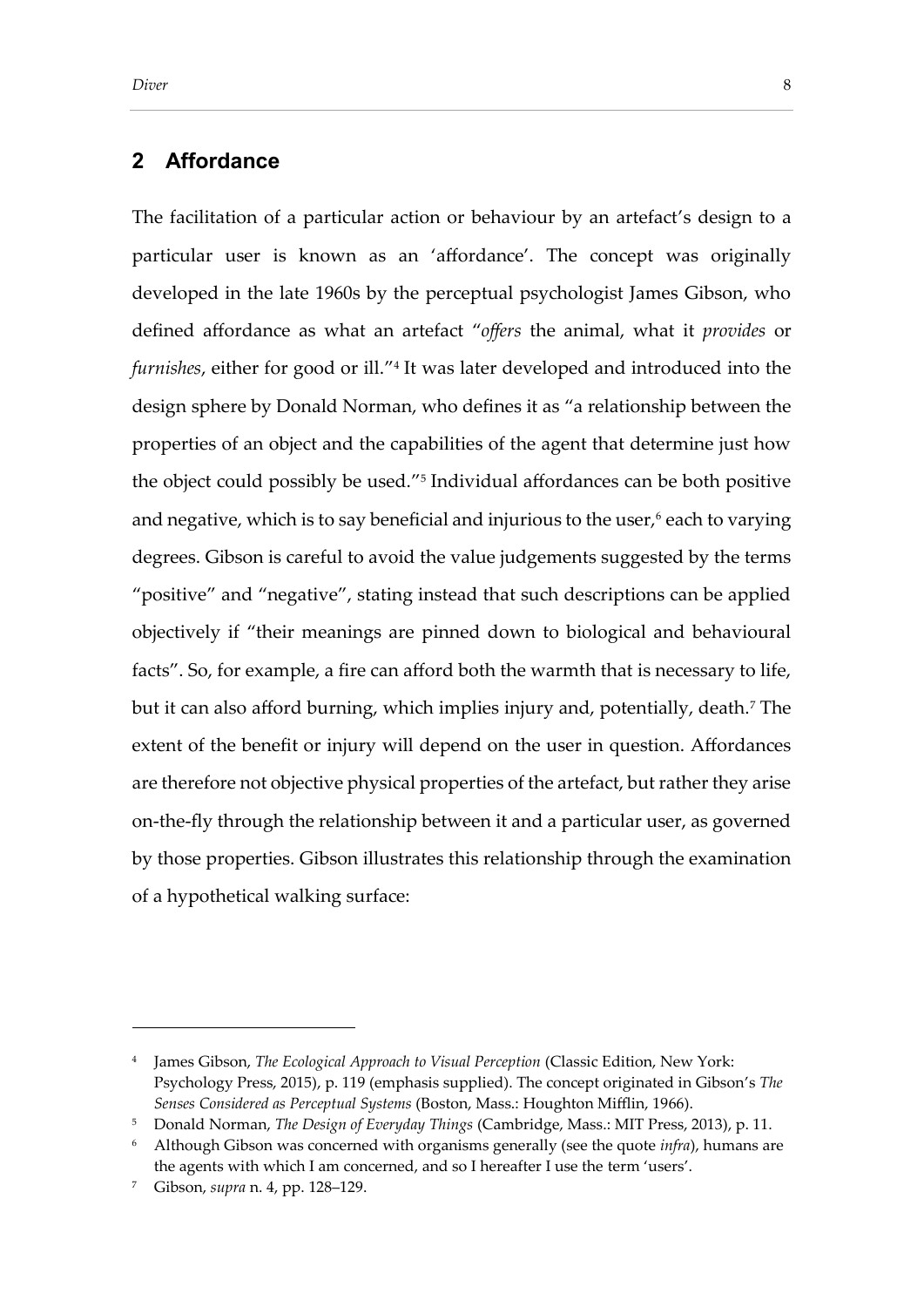## 2 Affordance

The facilitation of a particular action or behaviour by an artefact's design to a particular user is known as an 'affordance'. The concept was originally developed in the late 1960s by the perceptual psychologist James Gibson, who defined affordance as what an artefact "*offers* the animal, what it *provides* or *furnishes*, either for good or ill."[4] It was later developed and introduced into the design sphere by Donald Norman, who defines it as "a relationship between the properties of an object and the capabilities of the agent that determine just how the object could possibly be used."[5] Individual affordances can be both positive and negative, which is to say beneficial and injurious to the user,[6] each to varying degrees. Gibson is careful to avoid the value judgements suggested by the terms "positive" and "negative", stating instead that such descriptions can be applied objectively if "their meanings are pinned down to biological and behavioural facts". So, for example, a fire can afford both the warmth that is necessary to life, but it can also afford burning, which implies injury and, potentially, death.[7] The extent of the benefit or injury will depend on the user in question. Affordances are therefore not objective physical properties of the artefact, but rather they arise on-the-fly through the relationship between it and a particular user, as governed by those properties. Gibson illustrates this relationship through the examination of a hypothetical walking surface:

---

[4] James Gibson, *The Ecological Approach to Visual Perception* (Classic Edition, New York: Psychology Press, 2015), p. 119 (emphasis supplied). The concept originated in Gibson's *The Senses Considered as Perceptual Systems* (Boston, Mass.: Houghton Mifflin, 1966).

[5] Donald Norman, *The Design of Everyday Things* (Cambridge, Mass.: MIT Press, 2013), p. 11.

[6] Although Gibson was concerned with organisms generally (see the quote *infra*), humans are the agents with which I am concerned, and so I hereafter I use the term 'users'.

[7] Gibson, *supra* n. 4, pp. 128–129.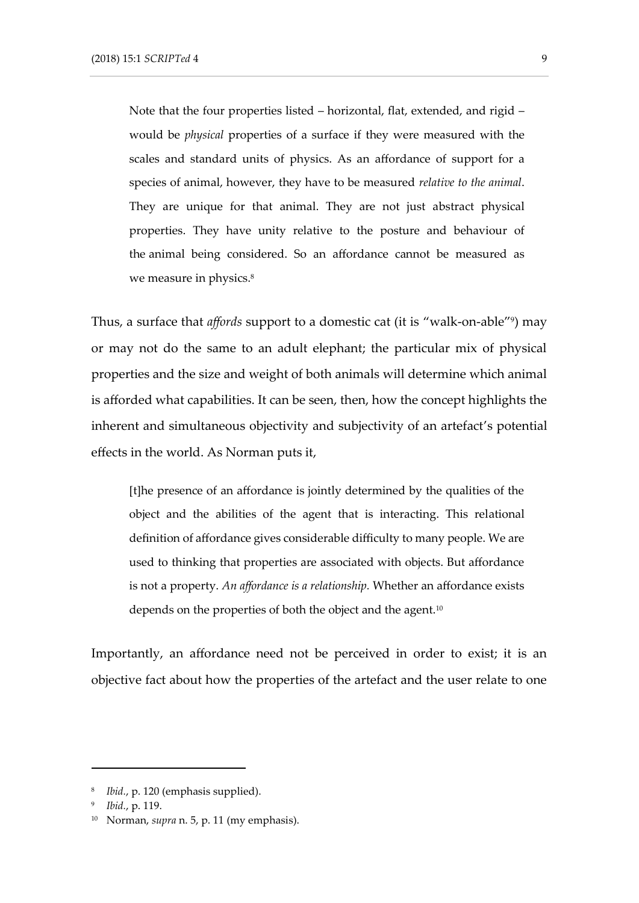> Note that the four properties listed – horizontal, flat, extended, and rigid – would be *physical* properties of a surface if they were measured with the scales and standard units of physics. As an affordance of support for a species of animal, however, they have to be measured *relative to the animal*. They are unique for that animal. They are not just abstract physical properties. They have unity relative to the posture and behaviour of the animal being considered. So an affordance cannot be measured as we measure in physics.[8]

Thus, a surface that *affords* support to a domestic cat (it is "walk-on-able"[9]) may or may not do the same to an adult elephant; the particular mix of physical properties and the size and weight of both animals will determine which animal is afforded what capabilities. It can be seen, then, how the concept highlights the inherent and simultaneous objectivity and subjectivity of an artefact's potential effects in the world. As Norman puts it,

> [t]he presence of an affordance is jointly determined by the qualities of the object and the abilities of the agent that is interacting. This relational definition of affordance gives considerable difficulty to many people. We are used to thinking that properties are associated with objects. But affordance is not a property. *An affordance is a relationship.* Whether an affordance exists depends on the properties of both the object and the agent.[10]

Importantly, an affordance need not be perceived in order to exist; it is an objective fact about how the properties of the artefact and the user relate to one

---

[8] *Ibid.*, p. 120 (emphasis supplied).

[9] *Ibid.*, p. 119.

[10] Norman, *supra* n. 5, p. 11 (my emphasis).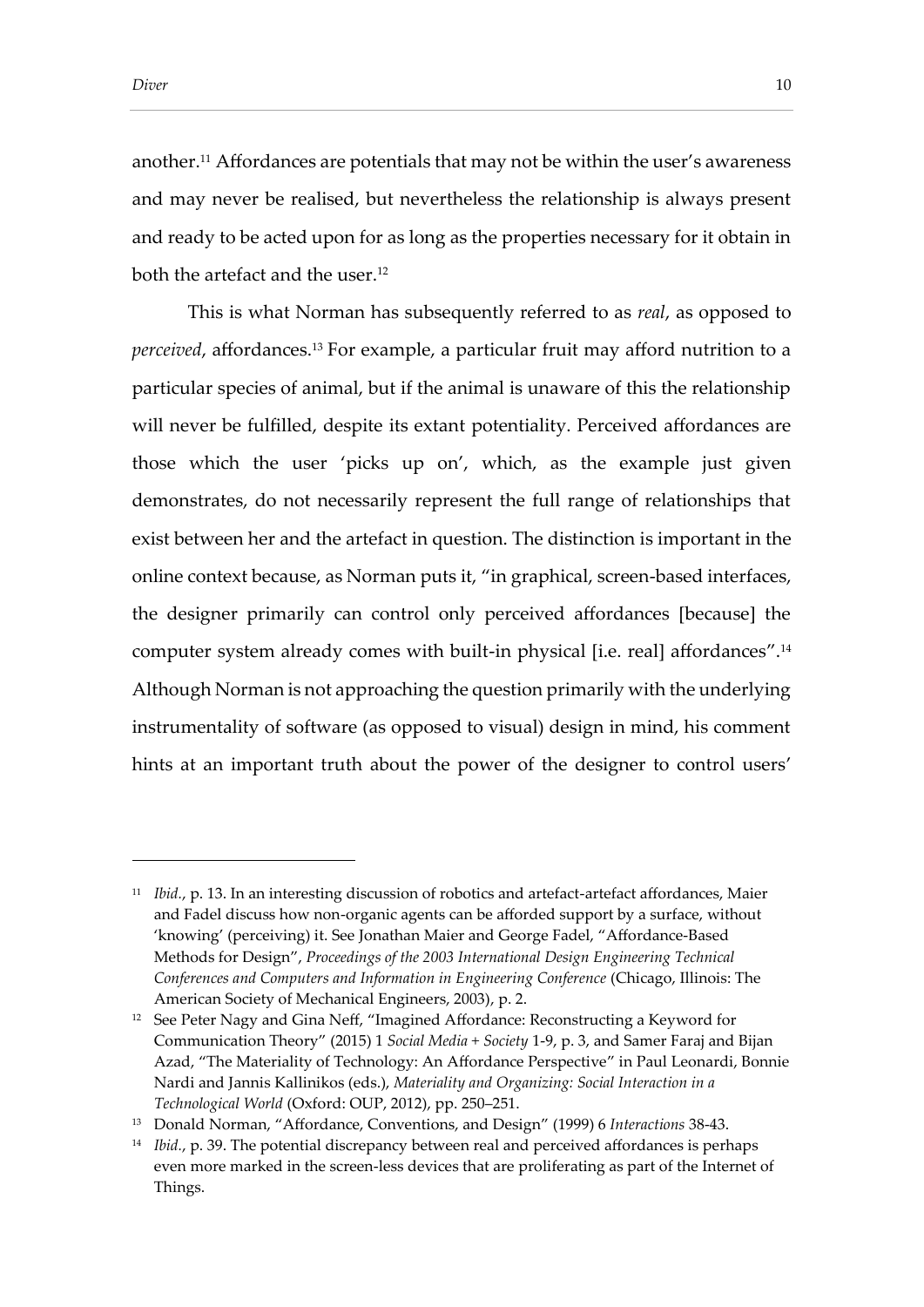another.[11] Affordances are potentials that may not be within the user's awareness and may never be realised, but nevertheless the relationship is always present and ready to be acted upon for as long as the properties necessary for it obtain in both the artefact and the user.[12]

This is what Norman has subsequently referred to as *real*, as opposed to *perceived*, affordances.[13] For example, a particular fruit may afford nutrition to a particular species of animal, but if the animal is unaware of this the relationship will never be fulfilled, despite its extant potentiality. Perceived affordances are those which the user 'picks up on', which, as the example just given demonstrates, do not necessarily represent the full range of relationships that exist between her and the artefact in question. The distinction is important in the online context because, as Norman puts it, "in graphical, screen-based interfaces, the designer primarily can control only perceived affordances [because] the computer system already comes with built-in physical [i.e. real] affordances".[14] Although Norman is not approaching the question primarily with the underlying instrumentality of software (as opposed to visual) design in mind, his comment hints at an important truth about the power of the designer to control users'

---

[11] *Ibid.*, p. 13. In an interesting discussion of robotics and artefact-artefact affordances, Maier and Fadel discuss how non-organic agents can be afforded support by a surface, without 'knowing' (perceiving) it. See Jonathan Maier and George Fadel, "Affordance-Based Methods for Design", *Proceedings of the 2003 International Design Engineering Technical Conferences and Computers and Information in Engineering Conference* (Chicago, Illinois: The American Society of Mechanical Engineers, 2003), p. 2.

[12] See Peter Nagy and Gina Neff, "Imagined Affordance: Reconstructing a Keyword for Communication Theory" (2015) 1 *Social Media + Society* 1-9, p. 3, and Samer Faraj and Bijan Azad, "The Materiality of Technology: An Affordance Perspective" in Paul Leonardi, Bonnie Nardi and Jannis Kallinikos (eds.), *Materiality and Organizing: Social Interaction in a Technological World* (Oxford: OUP, 2012), pp. 250–251.

[13] Donald Norman, "Affordance, Conventions, and Design" (1999) 6 *Interactions* 38-43.

[14] *Ibid.*, p. 39. The potential discrepancy between real and perceived affordances is perhaps even more marked in the screen-less devices that are proliferating as part of the Internet of Things.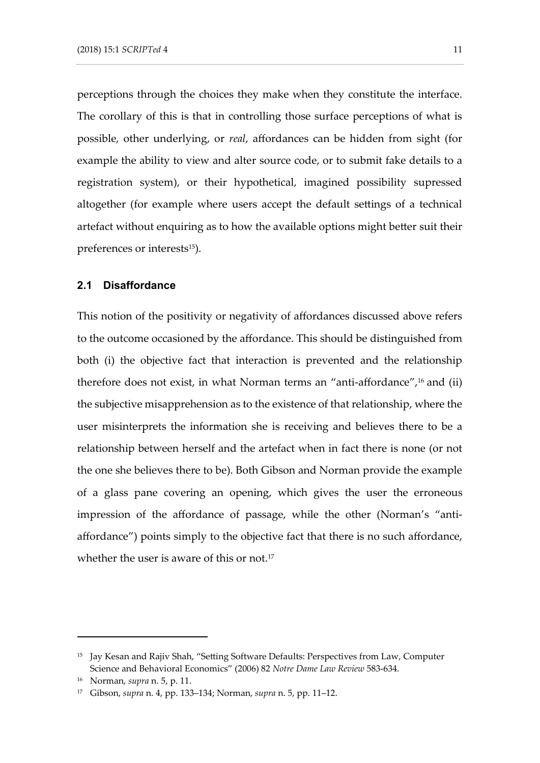perceptions through the choices they make when they constitute the interface. The corollary of this is that in controlling those surface perceptions of what is possible, other underlying, or *real*, affordances can be hidden from sight (for example the ability to view and alter source code, or to submit fake details to a registration system), or their hypothetical, imagined possibility supressed altogether (for example where users accept the default settings of a technical artefact without enquiring as to how the available options might better suit their preferences or interests[15]).

### 2.1 Disaffordance

This notion of the positivity or negativity of affordances discussed above refers to the outcome occasioned by the affordance. This should be distinguished from both (i) the objective fact that interaction is prevented and the relationship therefore does not exist, in what Norman terms an "anti-affordance",[16] and (ii) the subjective misapprehension as to the existence of that relationship, where the user misinterprets the information she is receiving and believes there to be a relationship between herself and the artefact when in fact there is none (or not the one she believes there to be). Both Gibson and Norman provide the example of a glass pane covering an opening, which gives the user the erroneous impression of the affordance of passage, while the other (Norman's "anti-affordance") points simply to the objective fact that there is no such affordance, whether the user is aware of this or not.[17]

---

[15] Jay Kesan and Rajiv Shah, "Setting Software Defaults: Perspectives from Law, Computer Science and Behavioral Economics" (2006) 82 *Notre Dame Law Review* 583-634.

[16] Norman, *supra* n. 5, p. 11.

[17] Gibson, *supra* n. 4, pp. 133–134; Norman, *supra* n. 5, pp. 11–12.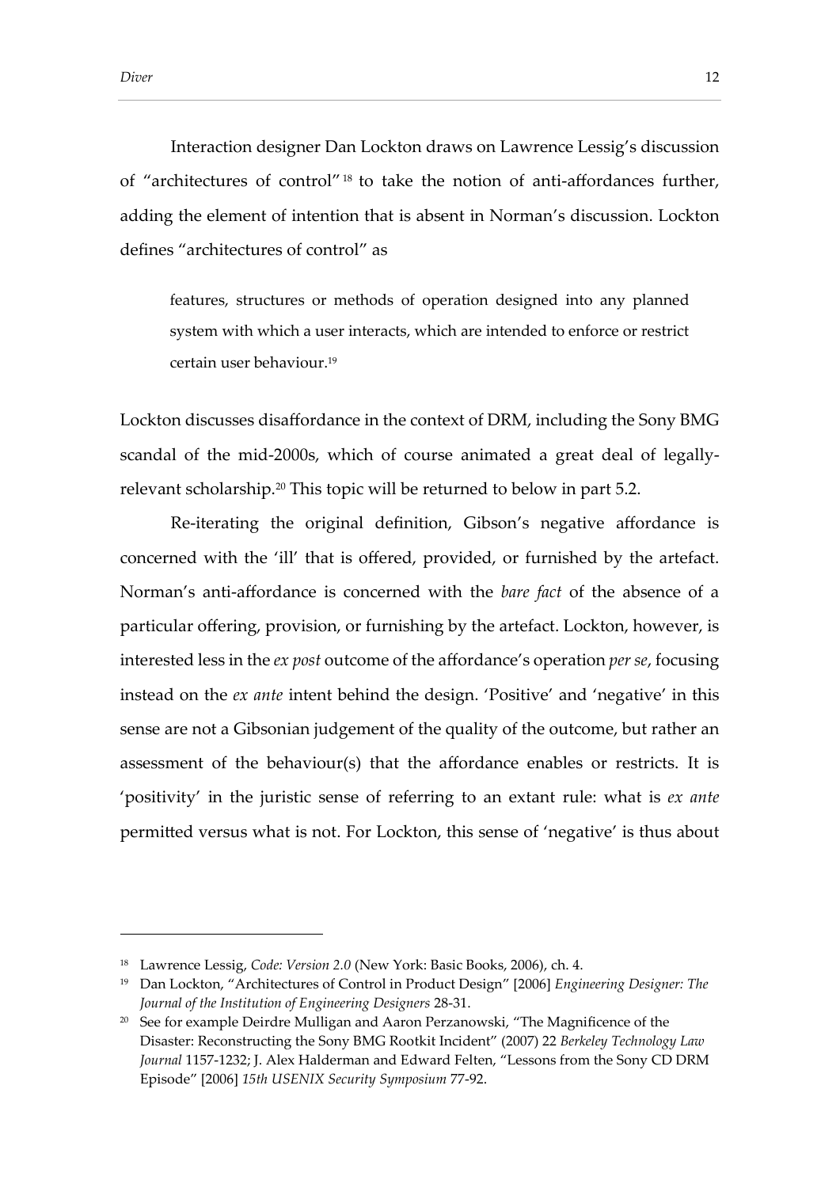Interaction designer Dan Lockton draws on Lawrence Lessig's discussion of "architectures of control"[18] to take the notion of anti-affordances further, adding the element of intention that is absent in Norman's discussion. Lockton defines "architectures of control" as

> features, structures or methods of operation designed into any planned system with which a user interacts, which are intended to enforce or restrict certain user behaviour.[19]

Lockton discusses disaffordance in the context of DRM, including the Sony BMG scandal of the mid-2000s, which of course animated a great deal of legally-relevant scholarship.[20] This topic will be returned to below in part 5.2.

Re-iterating the original definition, Gibson's negative affordance is concerned with the 'ill' that is offered, provided, or furnished by the artefact. Norman's anti-affordance is concerned with the *bare fact* of the absence of a particular offering, provision, or furnishing by the artefact. Lockton, however, is interested less in the *ex post* outcome of the affordance's operation *per se*, focusing instead on the *ex ante* intent behind the design. 'Positive' and 'negative' in this sense are not a Gibsonian judgement of the quality of the outcome, but rather an assessment of the behaviour(s) that the affordance enables or restricts. It is 'positivity' in the juristic sense of referring to an extant rule: what is *ex ante* permitted versus what is not. For Lockton, this sense of 'negative' is thus about

---

[18] Lawrence Lessig, *Code: Version 2.0* (New York: Basic Books, 2006), ch. 4.

[19] Dan Lockton, "Architectures of Control in Product Design" [2006] *Engineering Designer: The Journal of the Institution of Engineering Designers* 28-31.

[20] See for example Deirdre Mulligan and Aaron Perzanowski, "The Magnificence of the Disaster: Reconstructing the Sony BMG Rootkit Incident" (2007) 22 *Berkeley Technology Law Journal* 1157-1232; J. Alex Halderman and Edward Felten, "Lessons from the Sony CD DRM Episode" [2006] *15th USENIX Security Symposium* 77-92.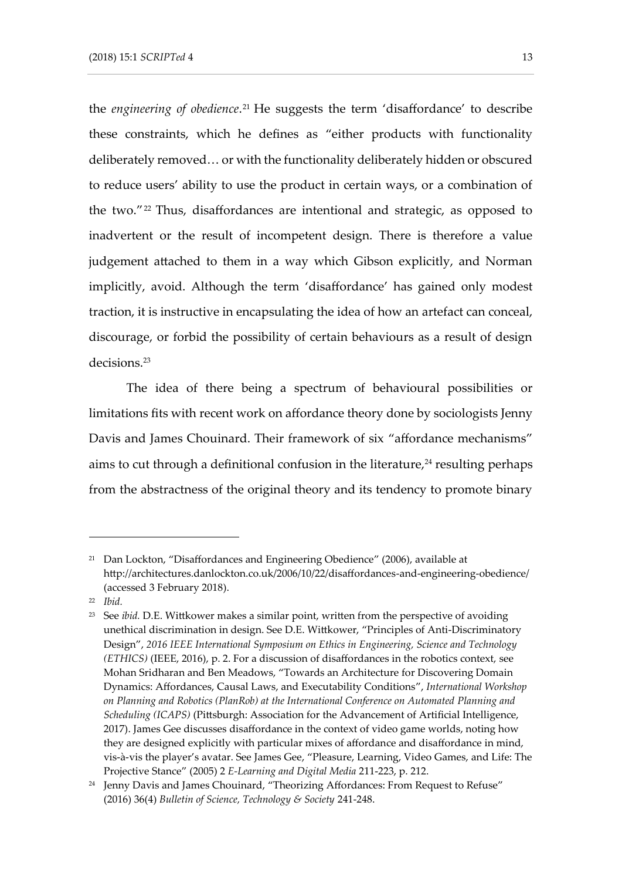the *engineering of obedience*.[21] He suggests the term 'disaffordance' to describe these constraints, which he defines as "either products with functionality deliberately removed… or with the functionality deliberately hidden or obscured to reduce users' ability to use the product in certain ways, or a combination of the two."[22] Thus, disaffordances are intentional and strategic, as opposed to inadvertent or the result of incompetent design. There is therefore a value judgement attached to them in a way which Gibson explicitly, and Norman implicitly, avoid. Although the term 'disaffordance' has gained only modest traction, it is instructive in encapsulating the idea of how an artefact can conceal, discourage, or forbid the possibility of certain behaviours as a result of design decisions.[23]

The idea of there being a spectrum of behavioural possibilities or limitations fits with recent work on affordance theory done by sociologists Jenny Davis and James Chouinard. Their framework of six "affordance mechanisms" aims to cut through a definitional confusion in the literature,[24] resulting perhaps from the abstractness of the original theory and its tendency to promote binary

---

[21] Dan Lockton, "Disaffordances and Engineering Obedience" (2006), available at http://architectures.danlockton.co.uk/2006/10/22/disaffordances-and-engineering-obedience/ (accessed 3 February 2018).

[22] *Ibid.*

[23] See *ibid.* D.E. Wittkower makes a similar point, written from the perspective of avoiding unethical discrimination in design. See D.E. Wittkower, "Principles of Anti-Discriminatory Design", *2016 IEEE International Symposium on Ethics in Engineering, Science and Technology (ETHICS)* (IEEE, 2016), p. 2. For a discussion of disaffordances in the robotics context, see Mohan Sridharan and Ben Meadows, "Towards an Architecture for Discovering Domain Dynamics: Affordances, Causal Laws, and Executability Conditions", *International Workshop on Planning and Robotics (PlanRob) at the International Conference on Automated Planning and Scheduling (ICAPS)* (Pittsburgh: Association for the Advancement of Artificial Intelligence, 2017). James Gee discusses disaffordance in the context of video game worlds, noting how they are designed explicitly with particular mixes of affordance and disaffordance in mind, vis-à-vis the player's avatar. See James Gee, "Pleasure, Learning, Video Games, and Life: The Projective Stance" (2005) 2 *E-Learning and Digital Media* 211-223, p. 212.

[24] Jenny Davis and James Chouinard, "Theorizing Affordances: From Request to Refuse" (2016) 36(4) *Bulletin of Science, Technology & Society* 241-248.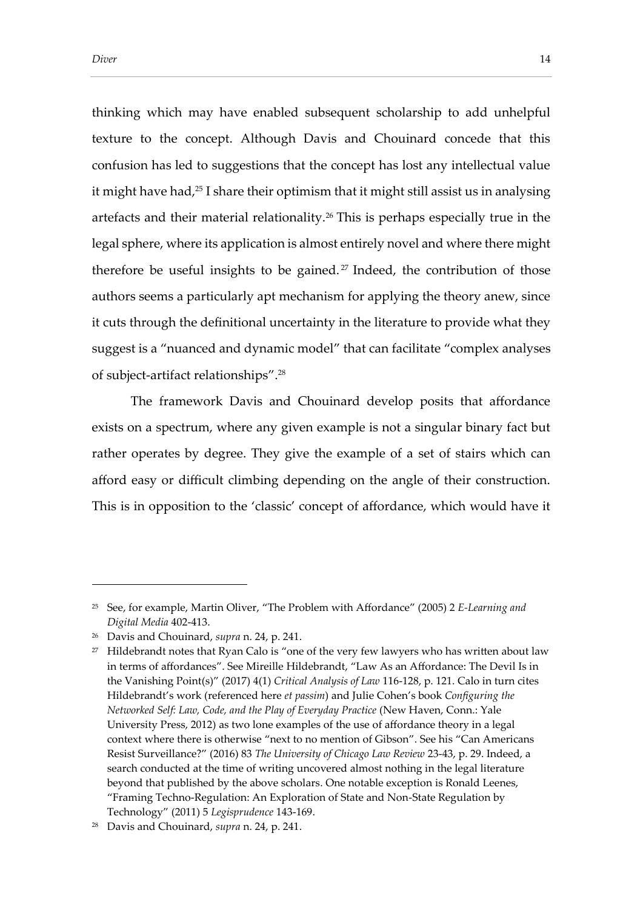thinking which may have enabled subsequent scholarship to add unhelpful texture to the concept. Although Davis and Chouinard concede that this confusion has led to suggestions that the concept has lost any intellectual value it might have had,[25] I share their optimism that it might still assist us in analysing artefacts and their material relationality.[26] This is perhaps especially true in the legal sphere, where its application is almost entirely novel and where there might therefore be useful insights to be gained.[27] Indeed, the contribution of those authors seems a particularly apt mechanism for applying the theory anew, since it cuts through the definitional uncertainty in the literature to provide what they suggest is a "nuanced and dynamic model" that can facilitate "complex analyses of subject-artifact relationships".[28]

The framework Davis and Chouinard develop posits that affordance exists on a spectrum, where any given example is not a singular binary fact but rather operates by degree. They give the example of a set of stairs which can afford easy or difficult climbing depending on the angle of their construction. This is in opposition to the 'classic' concept of affordance, which would have it

---

[25] See, for example, Martin Oliver, "The Problem with Affordance" (2005) 2 *E-Learning and Digital Media* 402-413.

[26] Davis and Chouinard, *supra* n. 24, p. 241.

[27] Hildebrandt notes that Ryan Calo is "one of the very few lawyers who has written about law in terms of affordances". See Mireille Hildebrandt, "Law As an Affordance: The Devil Is in the Vanishing Point(s)" (2017) 4(1) *Critical Analysis of Law* 116-128, p. 121. Calo in turn cites Hildebrandt's work (referenced here *et passim*) and Julie Cohen's book *Configuring the Networked Self: Law, Code, and the Play of Everyday Practice* (New Haven, Conn.: Yale University Press, 2012) as two lone examples of the use of affordance theory in a legal context where there is otherwise "next to no mention of Gibson". See his "Can Americans Resist Surveillance?" (2016) 83 *The University of Chicago Law Review* 23-43, p. 29. Indeed, a search conducted at the time of writing uncovered almost nothing in the legal literature beyond that published by the above scholars. One notable exception is Ronald Leenes, "Framing Techno-Regulation: An Exploration of State and Non-State Regulation by Technology" (2011) 5 *Legisprudence* 143-169.

[28] Davis and Chouinard, *supra* n. 24, p. 241.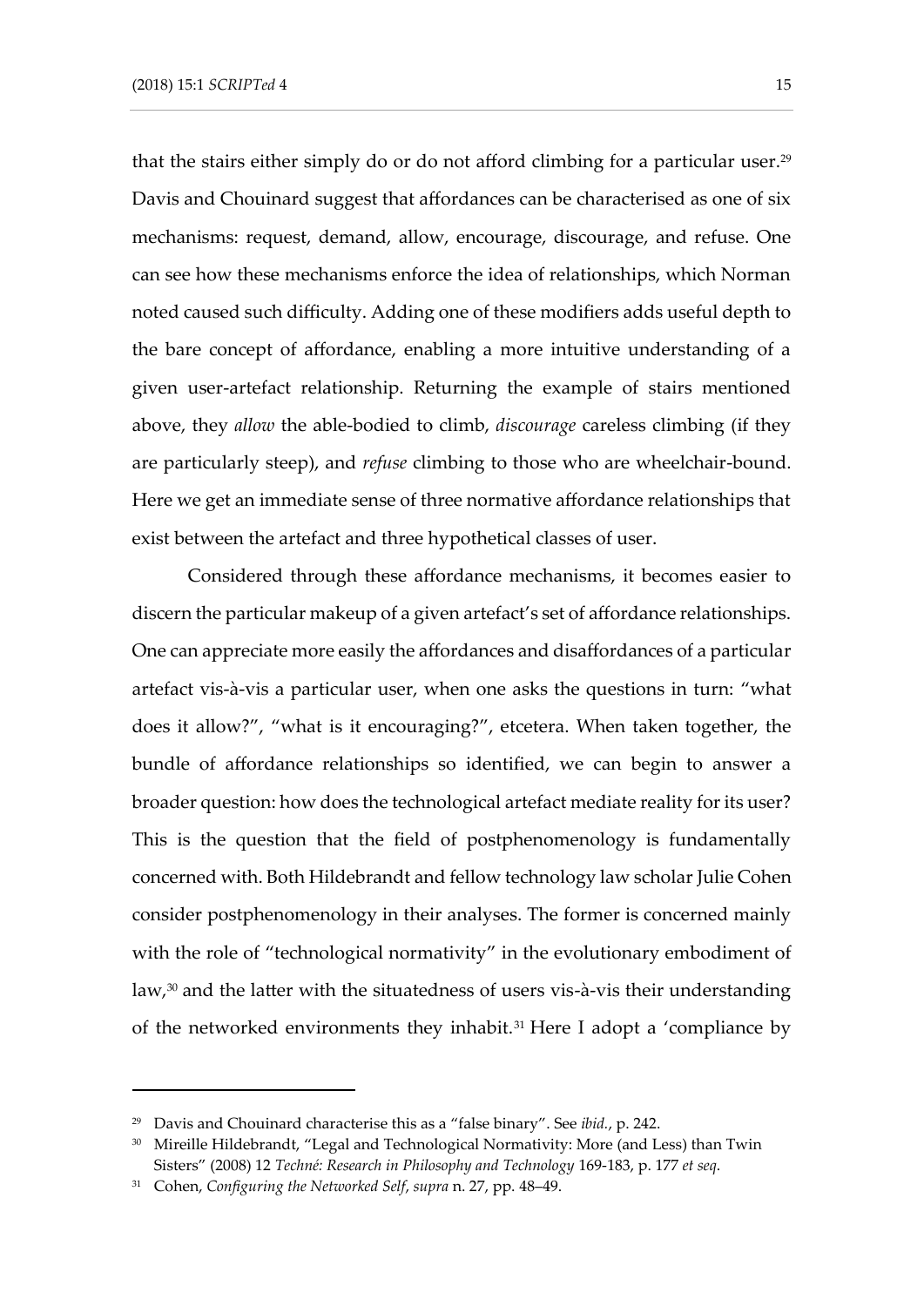that the stairs either simply do or do not afford climbing for a particular user.[29] Davis and Chouinard suggest that affordances can be characterised as one of six mechanisms: request, demand, allow, encourage, discourage, and refuse. One can see how these mechanisms enforce the idea of relationships, which Norman noted caused such difficulty. Adding one of these modifiers adds useful depth to the bare concept of affordance, enabling a more intuitive understanding of a given user-artefact relationship. Returning the example of stairs mentioned above, they *allow* the able-bodied to climb, *discourage* careless climbing (if they are particularly steep), and *refuse* climbing to those who are wheelchair-bound. Here we get an immediate sense of three normative affordance relationships that exist between the artefact and three hypothetical classes of user.

Considered through these affordance mechanisms, it becomes easier to discern the particular makeup of a given artefact's set of affordance relationships. One can appreciate more easily the affordances and disaffordances of a particular artefact vis-à-vis a particular user, when one asks the questions in turn: "what does it allow?", "what is it encouraging?", etcetera. When taken together, the bundle of affordance relationships so identified, we can begin to answer a broader question: how does the technological artefact mediate reality for its user? This is the question that the field of postphenomenology is fundamentally concerned with. Both Hildebrandt and fellow technology law scholar Julie Cohen consider postphenomenology in their analyses. The former is concerned mainly with the role of "technological normativity" in the evolutionary embodiment of law,[30] and the latter with the situatedness of users vis-à-vis their understanding of the networked environments they inhabit.[31] Here I adopt a 'compliance by

---

[29] Davis and Chouinard characterise this as a "false binary". See *ibid.*, p. 242.

[30] Mireille Hildebrandt, "Legal and Technological Normativity: More (and Less) than Twin Sisters" (2008) 12 *Techné: Research in Philosophy and Technology* 169-183, p. 177 *et seq.*

[31] Cohen, *Configuring the Networked Self*, *supra* n. 27, pp. 48–49.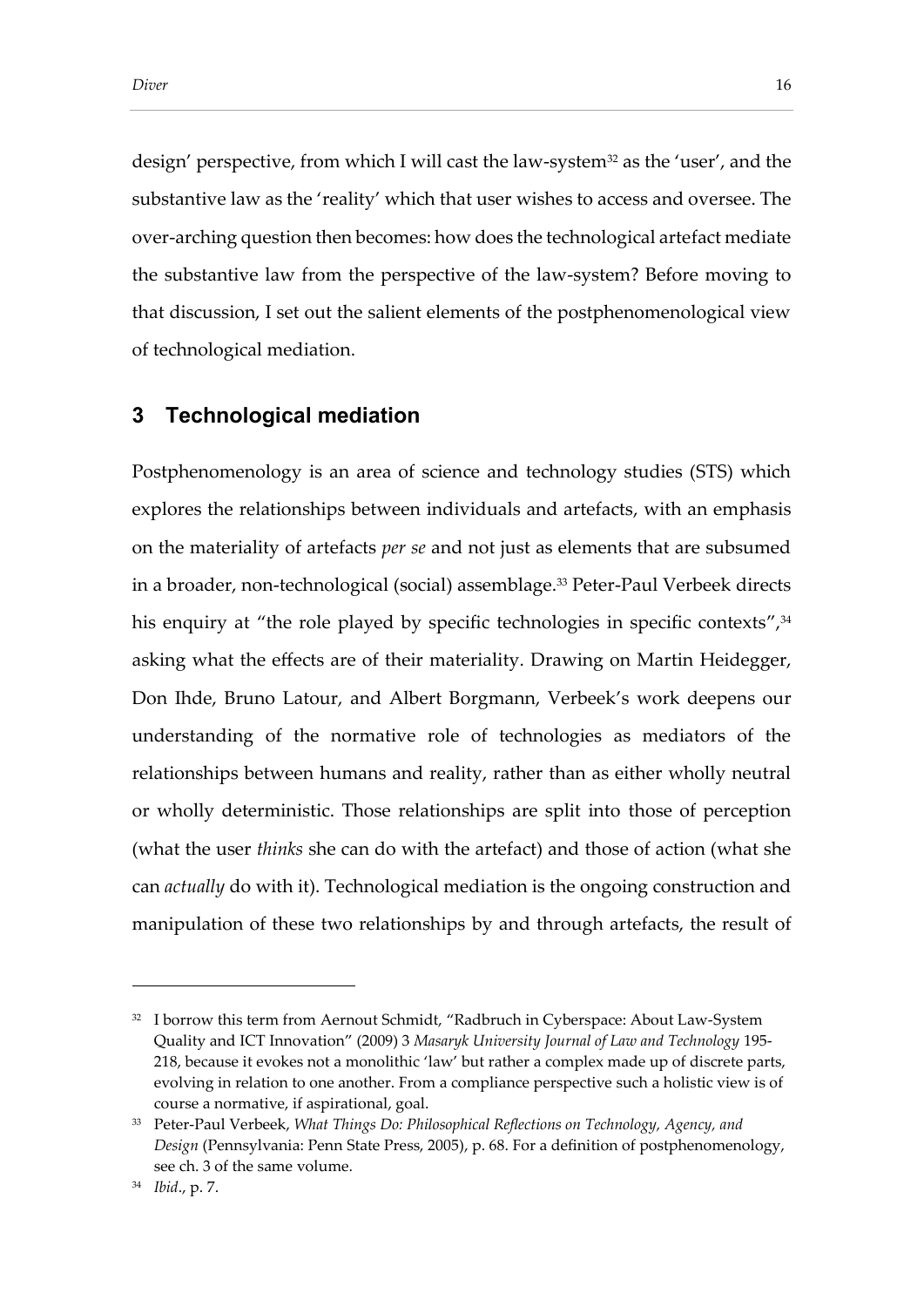design' perspective, from which I will cast the law-system[32] as the 'user', and the substantive law as the 'reality' which that user wishes to access and oversee. The over-arching question then becomes: how does the technological artefact mediate the substantive law from the perspective of the law-system? Before moving to that discussion, I set out the salient elements of the postphenomenological view of technological mediation.

## 3 Technological mediation

Postphenomenology is an area of science and technology studies (STS) which explores the relationships between individuals and artefacts, with an emphasis on the materiality of artefacts *per se* and not just as elements that are subsumed in a broader, non-technological (social) assemblage.[33] Peter-Paul Verbeek directs his enquiry at "the role played by specific technologies in specific contexts",[34] asking what the effects are of their materiality. Drawing on Martin Heidegger, Don Ihde, Bruno Latour, and Albert Borgmann, Verbeek's work deepens our understanding of the normative role of technologies as mediators of the relationships between humans and reality, rather than as either wholly neutral or wholly deterministic. Those relationships are split into those of perception (what the user *thinks* she can do with the artefact) and those of action (what she can *actually* do with it). Technological mediation is the ongoing construction and manipulation of these two relationships by and through artefacts, the result of

---

[32] I borrow this term from Aernout Schmidt, "Radbruch in Cyberspace: About Law-System Quality and ICT Innovation" (2009) 3 *Masaryk University Journal of Law and Technology* 195-218, because it evokes not a monolithic 'law' but rather a complex made up of discrete parts, evolving in relation to one another. From a compliance perspective such a holistic view is of course a normative, if aspirational, goal.

[33] Peter-Paul Verbeek, *What Things Do: Philosophical Reflections on Technology, Agency, and Design* (Pennsylvania: Penn State Press, 2005), p. 68. For a definition of postphenomenology, see ch. 3 of the same volume.

[34] *Ibid*., p. 7.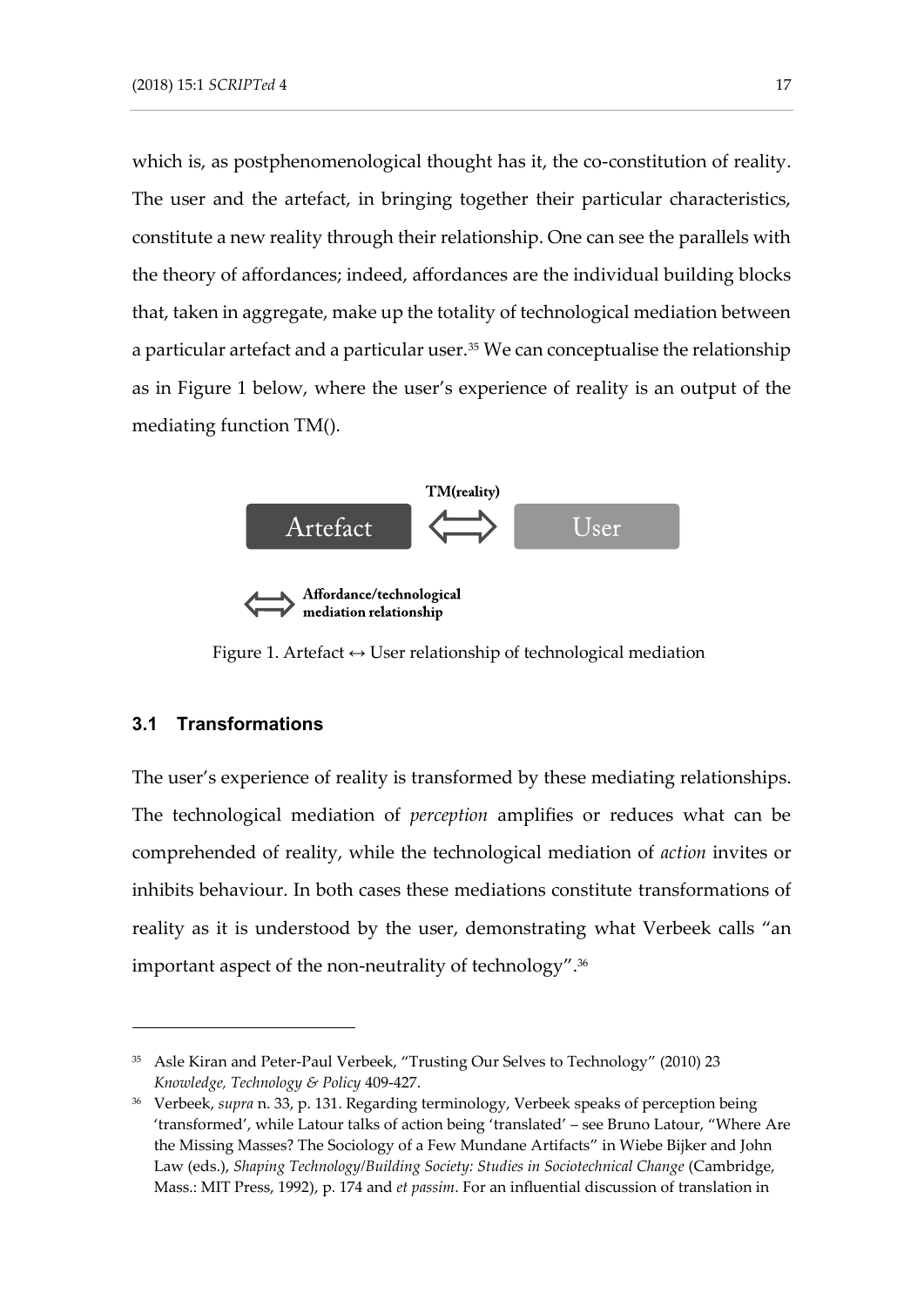which is, as postphenomenological thought has it, the co-constitution of reality. The user and the artefact, in bringing together their particular characteristics, constitute a new reality through their relationship. One can see the parallels with the theory of affordances; indeed, affordances are the individual building blocks that, taken in aggregate, make up the totality of technological mediation between a particular artefact and a particular user.[35] We can conceptualise the relationship as in Figure 1 below, where the user's experience of reality is an output of the mediating function TM().

TM(reality)

Artefact ⟺ User

⟺ Affordance/technological mediation relationship

Figure 1. Artefact ↔ User relationship of technological mediation

### 3.1 Transformations

The user's experience of reality is transformed by these mediating relationships. The technological mediation of *perception* amplifies or reduces what can be comprehended of reality, while the technological mediation of *action* invites or inhibits behaviour. In both cases these mediations constitute transformations of reality as it is understood by the user, demonstrating what Verbeek calls "an important aspect of the non-neutrality of technology".[36]

---

[35] Asle Kiran and Peter-Paul Verbeek, "Trusting Our Selves to Technology" (2010) 23 *Knowledge, Technology & Policy* 409-427.

[36] Verbeek, *supra* n. 33, p. 131. Regarding terminology, Verbeek speaks of perception being 'transformed', while Latour talks of action being 'translated' – see Bruno Latour, "Where Are the Missing Masses? The Sociology of a Few Mundane Artifacts" in Wiebe Bijker and John Law (eds.), *Shaping Technology/Building Society: Studies in Sociotechnical Change* (Cambridge, Mass.: MIT Press, 1992), p. 174 and *et passim*. For an influential discussion of translation in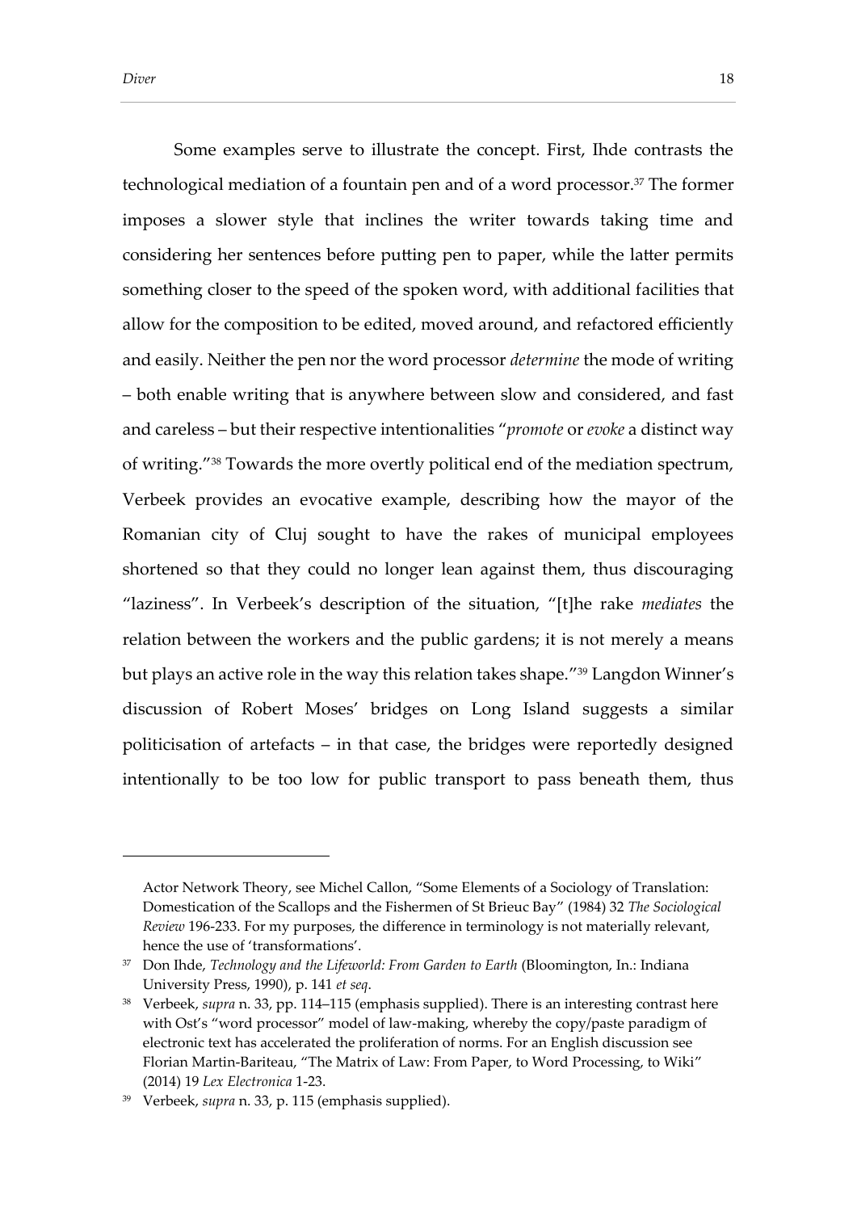Some examples serve to illustrate the concept. First, Ihde contrasts the technological mediation of a fountain pen and of a word processor.[37] The former imposes a slower style that inclines the writer towards taking time and considering her sentences before putting pen to paper, while the latter permits something closer to the speed of the spoken word, with additional facilities that allow for the composition to be edited, moved around, and refactored efficiently and easily. Neither the pen nor the word processor *determine* the mode of writing – both enable writing that is anywhere between slow and considered, and fast and careless – but their respective intentionalities "*promote* or *evoke* a distinct way of writing."[38] Towards the more overtly political end of the mediation spectrum, Verbeek provides an evocative example, describing how the mayor of the Romanian city of Cluj sought to have the rakes of municipal employees shortened so that they could no longer lean against them, thus discouraging "laziness". In Verbeek's description of the situation, "[t]he rake *mediates* the relation between the workers and the public gardens; it is not merely a means but plays an active role in the way this relation takes shape."[39] Langdon Winner's discussion of Robert Moses' bridges on Long Island suggests a similar politicisation of artefacts – in that case, the bridges were reportedly designed intentionally to be too low for public transport to pass beneath them, thus

---

Actor Network Theory, see Michel Callon, "Some Elements of a Sociology of Translation: Domestication of the Scallops and the Fishermen of St Brieuc Bay" (1984) 32 *The Sociological Review* 196-233. For my purposes, the difference in terminology is not materially relevant, hence the use of 'transformations'.

[37] Don Ihde, *Technology and the Lifeworld: From Garden to Earth* (Bloomington, In.: Indiana University Press, 1990), p. 141 *et seq*.

[38] Verbeek, *supra* n. 33, pp. 114–115 (emphasis supplied). There is an interesting contrast here with Ost's "word processor" model of law-making, whereby the copy/paste paradigm of electronic text has accelerated the proliferation of norms. For an English discussion see Florian Martin-Bariteau, "The Matrix of Law: From Paper, to Word Processing, to Wiki" (2014) 19 *Lex Electronica* 1-23.

[39] Verbeek, *supra* n. 33, p. 115 (emphasis supplied).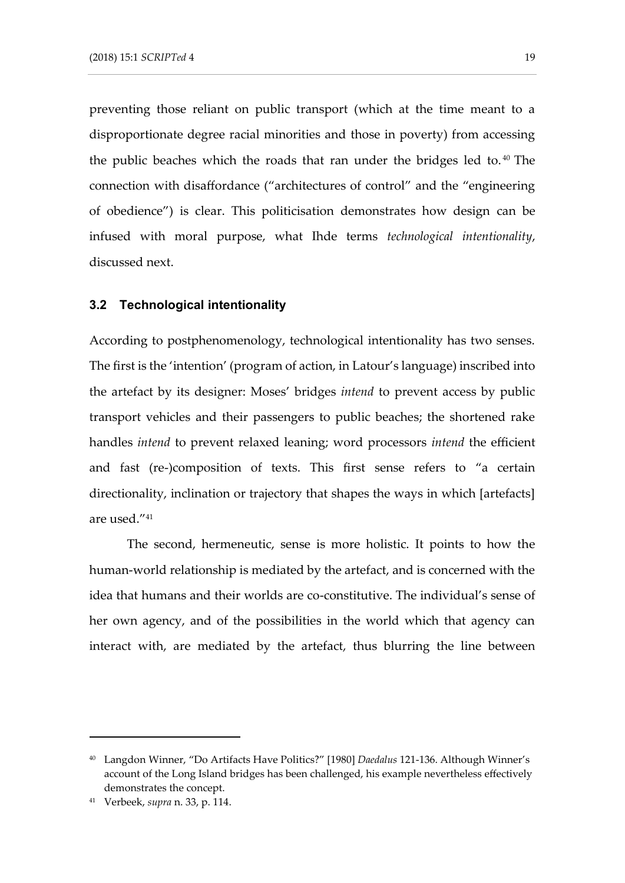preventing those reliant on public transport (which at the time meant to a disproportionate degree racial minorities and those in poverty) from accessing the public beaches which the roads that ran under the bridges led to.[40] The connection with disaffordance ("architectures of control" and the "engineering of obedience") is clear. This politicisation demonstrates how design can be infused with moral purpose, what Ihde terms *technological intentionality*, discussed next.

### 3.2 Technological intentionality

According to postphenomenology, technological intentionality has two senses. The first is the 'intention' (program of action, in Latour's language) inscribed into the artefact by its designer: Moses' bridges *intend* to prevent access by public transport vehicles and their passengers to public beaches; the shortened rake handles *intend* to prevent relaxed leaning; word processors *intend* the efficient and fast (re-)composition of texts. This first sense refers to "a certain directionality, inclination or trajectory that shapes the ways in which [artefacts] are used."[41]

The second, hermeneutic, sense is more holistic. It points to how the human-world relationship is mediated by the artefact, and is concerned with the idea that humans and their worlds are co-constitutive. The individual's sense of her own agency, and of the possibilities in the world which that agency can interact with, are mediated by the artefact, thus blurring the line between

---

[40] Langdon Winner, "Do Artifacts Have Politics?" [1980] *Daedalus* 121-136. Although Winner's account of the Long Island bridges has been challenged, his example nevertheless effectively demonstrates the concept.

[41] Verbeek, *supra* n. 33, p. 114.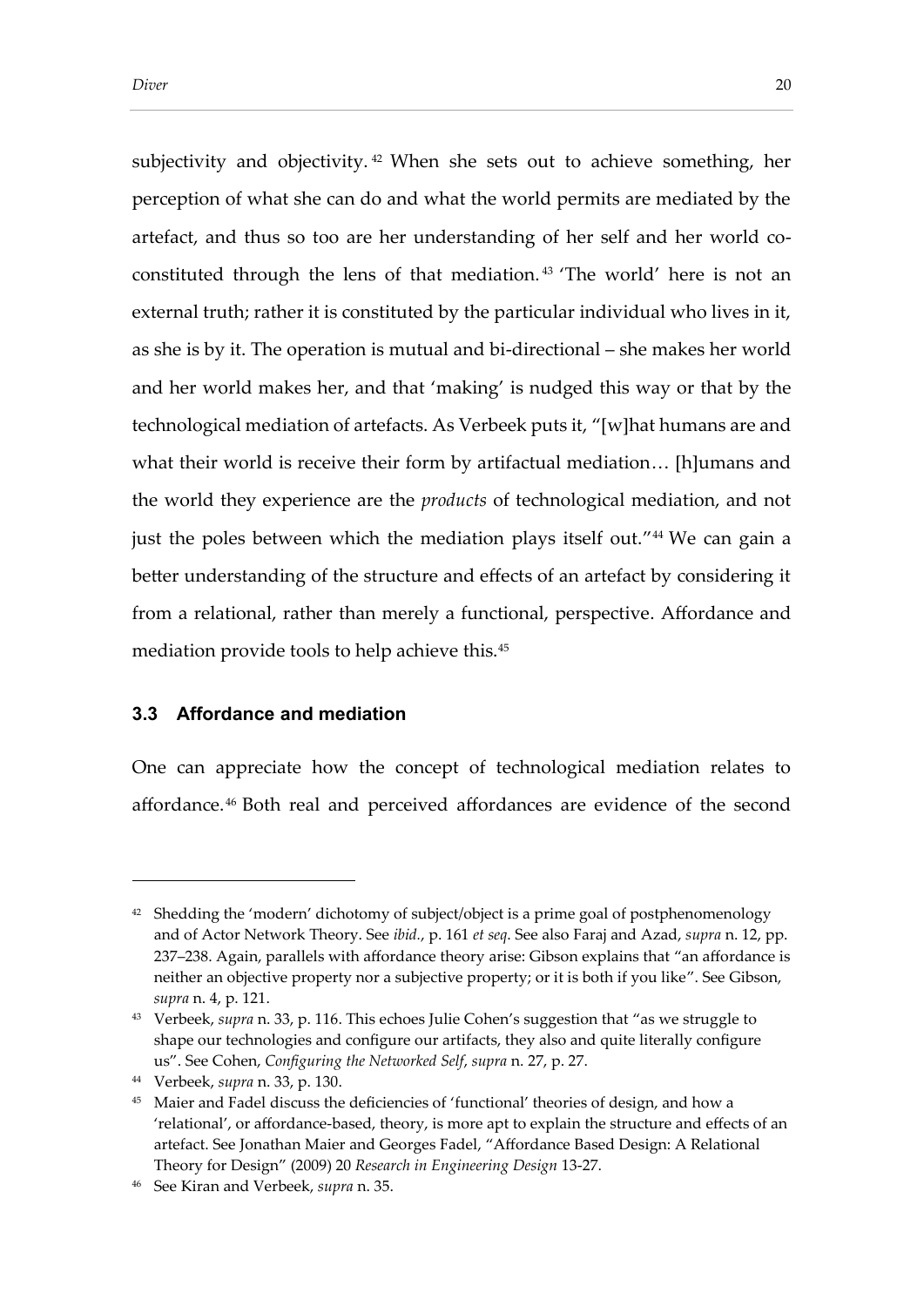subjectivity and objectivity.[42] When she sets out to achieve something, her perception of what she can do and what the world permits are mediated by the artefact, and thus so too are her understanding of her self and her world co-constituted through the lens of that mediation.[43] 'The world' here is not an external truth; rather it is constituted by the particular individual who lives in it, as she is by it. The operation is mutual and bi-directional – she makes her world and her world makes her, and that 'making' is nudged this way or that by the technological mediation of artefacts. As Verbeek puts it, "[w]hat humans are and what their world is receive their form by artifactual mediation… [h]umans and the world they experience are the *products* of technological mediation, and not just the poles between which the mediation plays itself out."[44] We can gain a better understanding of the structure and effects of an artefact by considering it from a relational, rather than merely a functional, perspective. Affordance and mediation provide tools to help achieve this.[45]

### 3.3 Affordance and mediation

One can appreciate how the concept of technological mediation relates to affordance.[46] Both real and perceived affordances are evidence of the second

---

[42] Shedding the 'modern' dichotomy of subject/object is a prime goal of postphenomenology and of Actor Network Theory. See *ibid.*, p. 161 *et seq*. See also Faraj and Azad, *supra* n. 12, pp. 237–238. Again, parallels with affordance theory arise: Gibson explains that "an affordance is neither an objective property nor a subjective property; or it is both if you like". See Gibson, *supra* n. 4, p. 121.

[43] Verbeek, *supra* n. 33, p. 116. This echoes Julie Cohen's suggestion that "as we struggle to shape our technologies and configure our artifacts, they also and quite literally configure us". See Cohen, *Configuring the Networked Self*, *supra* n. 27, p. 27.

[44] Verbeek, *supra* n. 33, p. 130.

[45] Maier and Fadel discuss the deficiencies of 'functional' theories of design, and how a 'relational', or affordance-based, theory, is more apt to explain the structure and effects of an artefact. See Jonathan Maier and Georges Fadel, "Affordance Based Design: A Relational Theory for Design" (2009) 20 *Research in Engineering Design* 13-27.

[46] See Kiran and Verbeek, *supra* n. 35.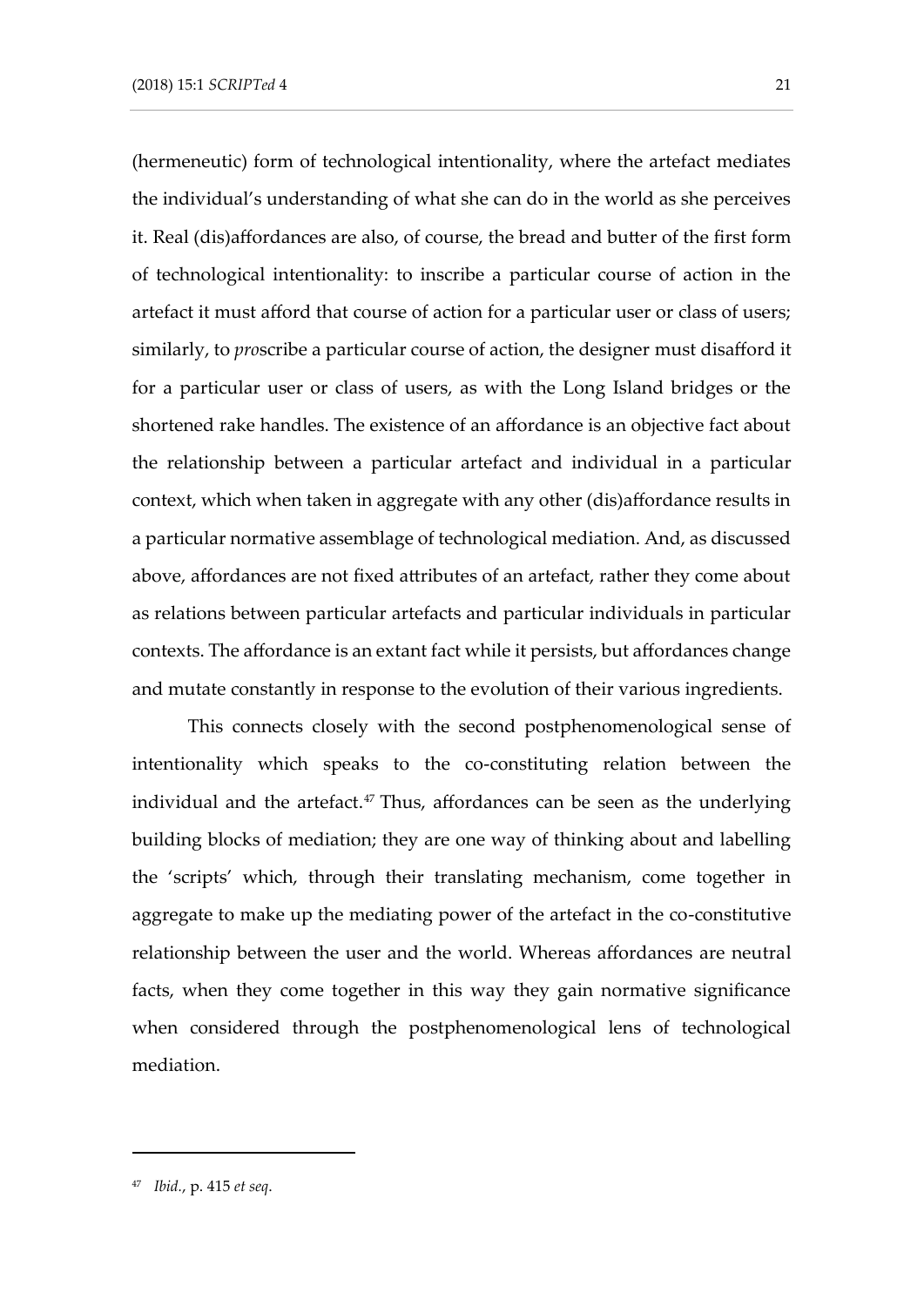(hermeneutic) form of technological intentionality, where the artefact mediates the individual's understanding of what she can do in the world as she perceives it. Real (dis)affordances are also, of course, the bread and butter of the first form of technological intentionality: to inscribe a particular course of action in the artefact it must afford that course of action for a particular user or class of users; similarly, to *pro*scribe a particular course of action, the designer must disafford it for a particular user or class of users, as with the Long Island bridges or the shortened rake handles. The existence of an affordance is an objective fact about the relationship between a particular artefact and individual in a particular context, which when taken in aggregate with any other (dis)affordance results in a particular normative assemblage of technological mediation. And, as discussed above, affordances are not fixed attributes of an artefact, rather they come about as relations between particular artefacts and particular individuals in particular contexts. The affordance is an extant fact while it persists, but affordances change and mutate constantly in response to the evolution of their various ingredients.

This connects closely with the second postphenomenological sense of intentionality which speaks to the co-constituting relation between the individual and the artefact.[47] Thus, affordances can be seen as the underlying building blocks of mediation; they are one way of thinking about and labelling the 'scripts' which, through their translating mechanism, come together in aggregate to make up the mediating power of the artefact in the co-constitutive relationship between the user and the world. Whereas affordances are neutral facts, when they come together in this way they gain normative significance when considered through the postphenomenological lens of technological mediation.

---

[47] *Ibid.*, p. 415 *et seq*.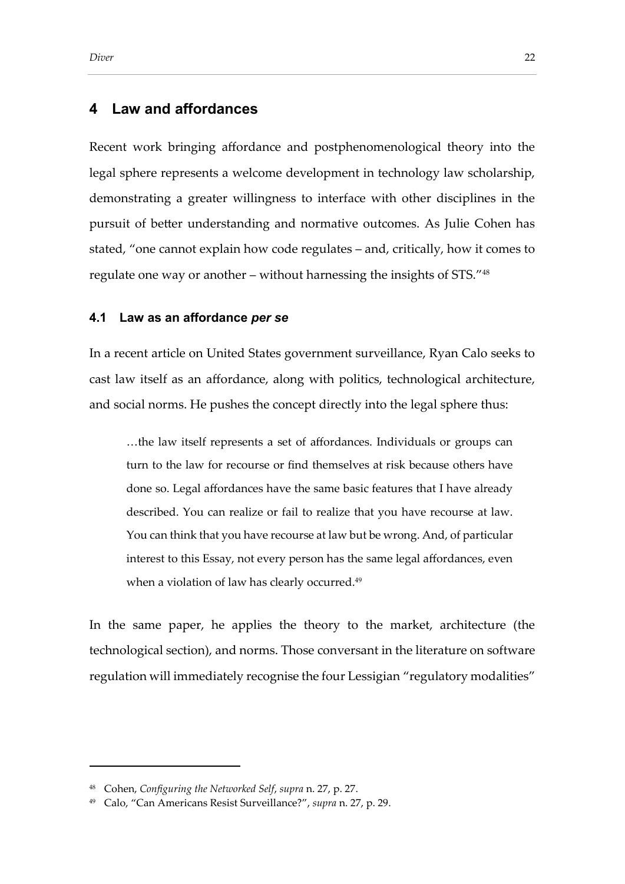## 4 Law and affordances

Recent work bringing affordance and postphenomenological theory into the legal sphere represents a welcome development in technology law scholarship, demonstrating a greater willingness to interface with other disciplines in the pursuit of better understanding and normative outcomes. As Julie Cohen has stated, "one cannot explain how code regulates – and, critically, how it comes to regulate one way or another – without harnessing the insights of STS."[48]

### 4.1 Law as an affordance *per se*

In a recent article on United States government surveillance, Ryan Calo seeks to cast law itself as an affordance, along with politics, technological architecture, and social norms. He pushes the concept directly into the legal sphere thus:

> …the law itself represents a set of affordances. Individuals or groups can turn to the law for recourse or find themselves at risk because others have done so. Legal affordances have the same basic features that I have already described. You can realize or fail to realize that you have recourse at law. You can think that you have recourse at law but be wrong. And, of particular interest to this Essay, not every person has the same legal affordances, even when a violation of law has clearly occurred.[49]

In the same paper, he applies the theory to the market, architecture (the technological section), and norms. Those conversant in the literature on software regulation will immediately recognise the four Lessigian "regulatory modalities"

---

[48] Cohen, *Configuring the Networked Self*, *supra* n. 27, p. 27.

[49] Calo, "Can Americans Resist Surveillance?", *supra* n. 27, p. 29.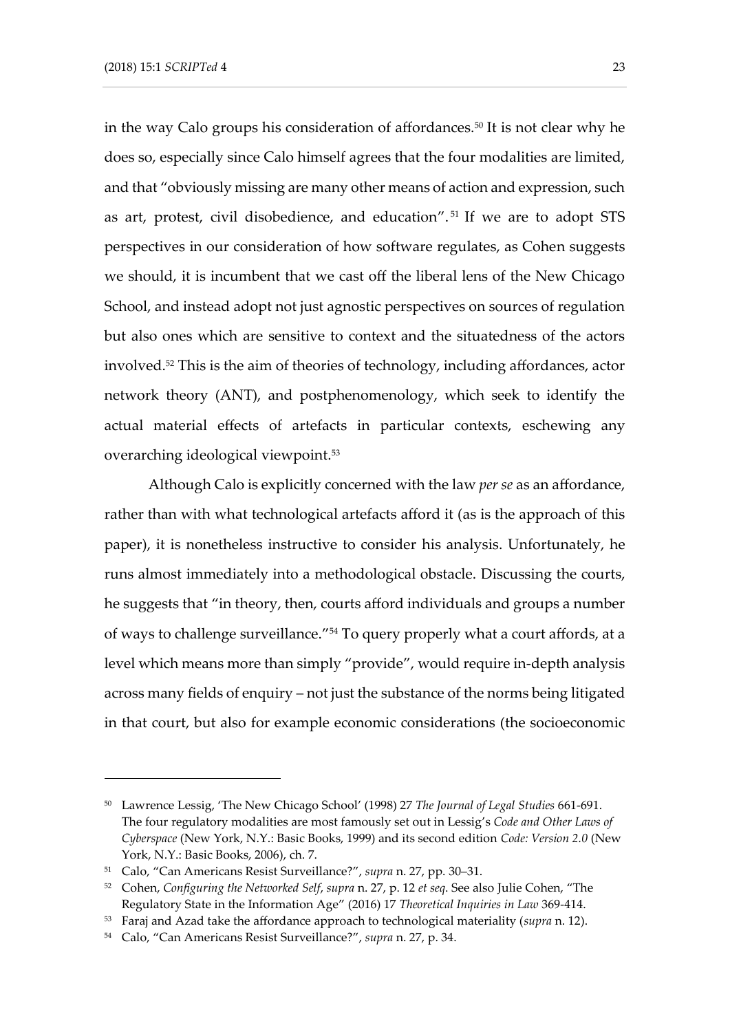in the way Calo groups his consideration of affordances.[50] It is not clear why he does so, especially since Calo himself agrees that the four modalities are limited, and that "obviously missing are many other means of action and expression, such as art, protest, civil disobedience, and education".[51] If we are to adopt STS perspectives in our consideration of how software regulates, as Cohen suggests we should, it is incumbent that we cast off the liberal lens of the New Chicago School, and instead adopt not just agnostic perspectives on sources of regulation but also ones which are sensitive to context and the situatedness of the actors involved.[52] This is the aim of theories of technology, including affordances, actor network theory (ANT), and postphenomenology, which seek to identify the actual material effects of artefacts in particular contexts, eschewing any overarching ideological viewpoint.[53]

Although Calo is explicitly concerned with the law *per se* as an affordance, rather than with what technological artefacts afford it (as is the approach of this paper), it is nonetheless instructive to consider his analysis. Unfortunately, he runs almost immediately into a methodological obstacle. Discussing the courts, he suggests that "in theory, then, courts afford individuals and groups a number of ways to challenge surveillance."[54] To query properly what a court affords, at a level which means more than simply "provide", would require in-depth analysis across many fields of enquiry – not just the substance of the norms being litigated in that court, but also for example economic considerations (the socioeconomic

---

[50] Lawrence Lessig, 'The New Chicago School' (1998) 27 *The Journal of Legal Studies* 661-691. The four regulatory modalities are most famously set out in Lessig's *Code and Other Laws of Cyberspace* (New York, N.Y.: Basic Books, 1999) and its second edition *Code: Version 2.0* (New York, N.Y.: Basic Books, 2006), ch. 7.

[51] Calo, "Can Americans Resist Surveillance?", *supra* n. 27, pp. 30–31.

[52] Cohen, *Configuring the Networked Self*, *supra* n. 27, p. 12 *et seq*. See also Julie Cohen, "The Regulatory State in the Information Age" (2016) 17 *Theoretical Inquiries in Law* 369-414.

[53] Faraj and Azad take the affordance approach to technological materiality (*supra* n. 12).

[54] Calo, "Can Americans Resist Surveillance?", *supra* n. 27, p. 34.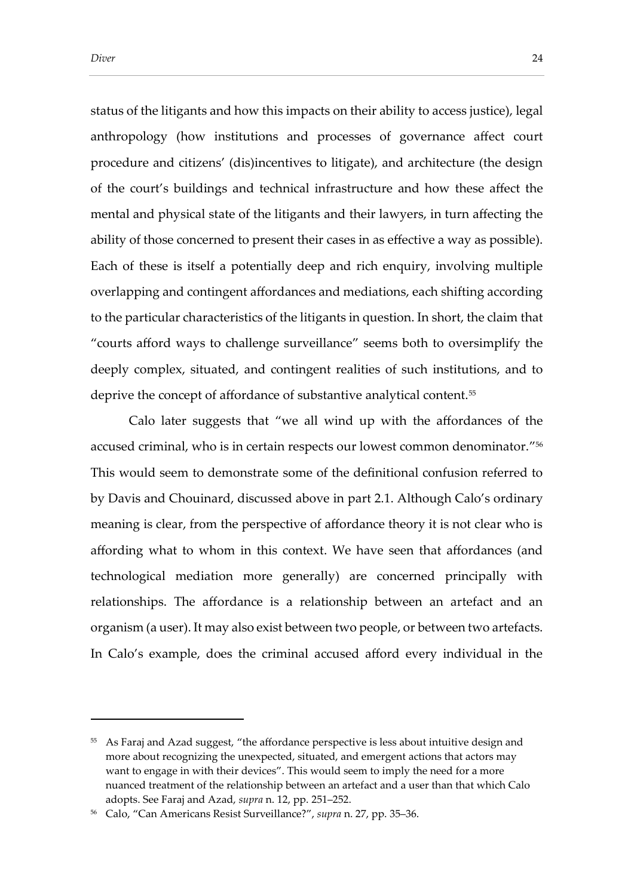status of the litigants and how this impacts on their ability to access justice), legal anthropology (how institutions and processes of governance affect court procedure and citizens' (dis)incentives to litigate), and architecture (the design of the court's buildings and technical infrastructure and how these affect the mental and physical state of the litigants and their lawyers, in turn affecting the ability of those concerned to present their cases in as effective a way as possible). Each of these is itself a potentially deep and rich enquiry, involving multiple overlapping and contingent affordances and mediations, each shifting according to the particular characteristics of the litigants in question. In short, the claim that "courts afford ways to challenge surveillance" seems both to oversimplify the deeply complex, situated, and contingent realities of such institutions, and to deprive the concept of affordance of substantive analytical content.[55]

Calo later suggests that "we all wind up with the affordances of the accused criminal, who is in certain respects our lowest common denominator."[56] This would seem to demonstrate some of the definitional confusion referred to by Davis and Chouinard, discussed above in part 2.1. Although Calo's ordinary meaning is clear, from the perspective of affordance theory it is not clear who is affording what to whom in this context. We have seen that affordances (and technological mediation more generally) are concerned principally with relationships. The affordance is a relationship between an artefact and an organism (a user). It may also exist between two people, or between two artefacts. In Calo's example, does the criminal accused afford every individual in the

---

[55] As Faraj and Azad suggest, "the affordance perspective is less about intuitive design and more about recognizing the unexpected, situated, and emergent actions that actors may want to engage in with their devices". This would seem to imply the need for a more nuanced treatment of the relationship between an artefact and a user than that which Calo adopts. See Faraj and Azad, *supra* n. 12, pp. 251–252.

[56] Calo, "Can Americans Resist Surveillance?", *supra* n. 27, pp. 35–36.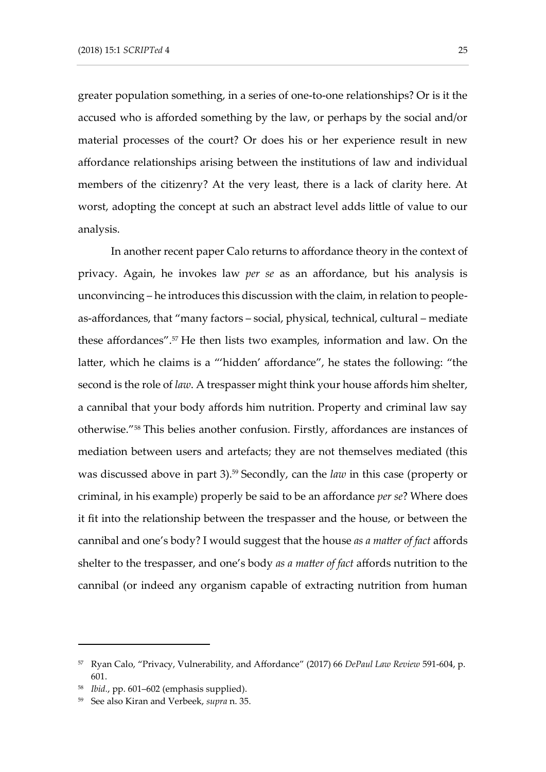greater population something, in a series of one-to-one relationships? Or is it the accused who is afforded something by the law, or perhaps by the social and/or material processes of the court? Or does his or her experience result in new affordance relationships arising between the institutions of law and individual members of the citizenry? At the very least, there is a lack of clarity here. At worst, adopting the concept at such an abstract level adds little of value to our analysis.

In another recent paper Calo returns to affordance theory in the context of privacy. Again, he invokes law *per se* as an affordance, but his analysis is unconvincing – he introduces this discussion with the claim, in relation to people-as-affordances, that "many factors – social, physical, technical, cultural – mediate these affordances".[57] He then lists two examples, information and law. On the latter, which he claims is a "'hidden' affordance", he states the following: "the second is the role of *law*. A trespasser might think your house affords him shelter, a cannibal that your body affords him nutrition. Property and criminal law say otherwise."[58] This belies another confusion. Firstly, affordances are instances of mediation between users and artefacts; they are not themselves mediated (this was discussed above in part 3).[59] Secondly, can the *law* in this case (property or criminal, in his example) properly be said to be an affordance *per se*? Where does it fit into the relationship between the trespasser and the house, or between the cannibal and one's body? I would suggest that the house *as a matter of fact* affords shelter to the trespasser, and one's body *as a matter of fact* affords nutrition to the cannibal (or indeed any organism capable of extracting nutrition from human

---

[57] Ryan Calo, "Privacy, Vulnerability, and Affordance" (2017) 66 *DePaul Law Review* 591-604, p. 601.

[58] *Ibid.*, pp. 601–602 (emphasis supplied).

[59] See also Kiran and Verbeek, *supra* n. 35.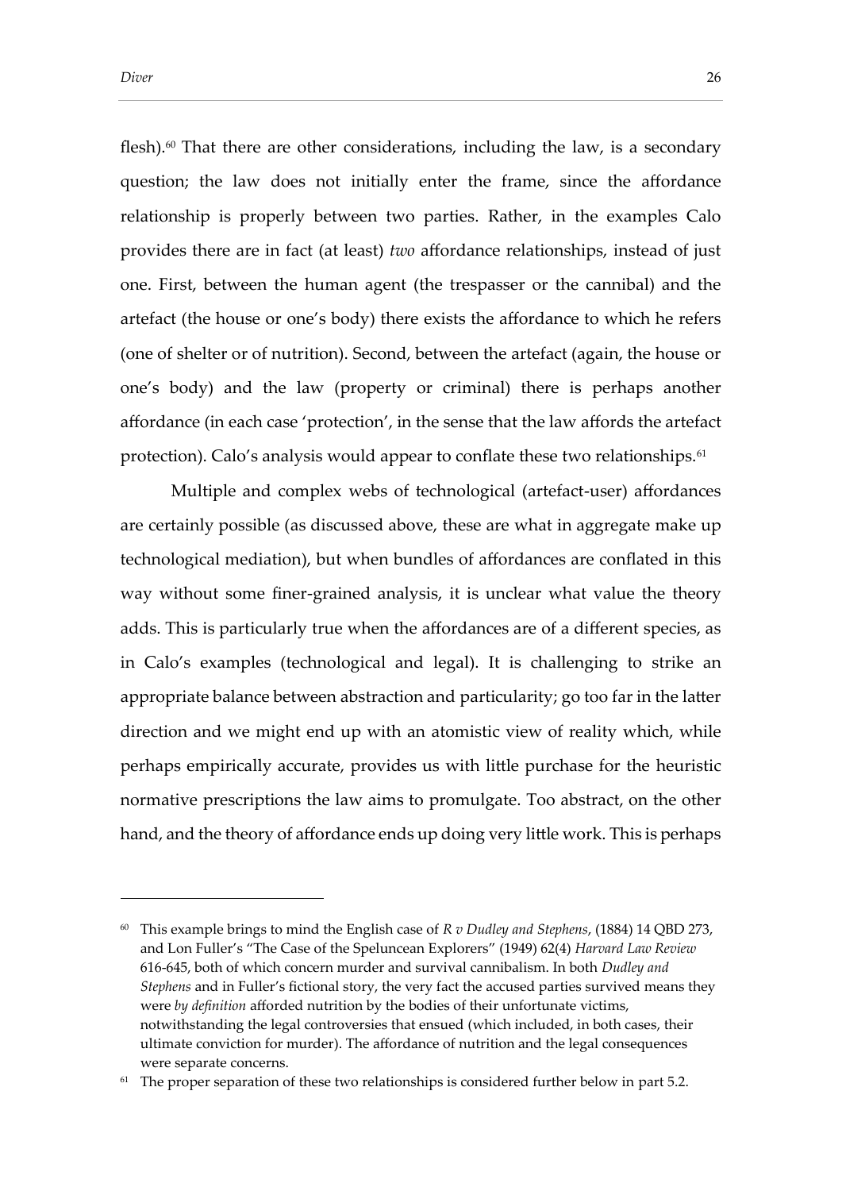flesh).[60] That there are other considerations, including the law, is a secondary question; the law does not initially enter the frame, since the affordance relationship is properly between two parties. Rather, in the examples Calo provides there are in fact (at least) *two* affordance relationships, instead of just one. First, between the human agent (the trespasser or the cannibal) and the artefact (the house or one's body) there exists the affordance to which he refers (one of shelter or of nutrition). Second, between the artefact (again, the house or one's body) and the law (property or criminal) there is perhaps another affordance (in each case 'protection', in the sense that the law affords the artefact protection). Calo's analysis would appear to conflate these two relationships.[61]

Multiple and complex webs of technological (artefact-user) affordances are certainly possible (as discussed above, these are what in aggregate make up technological mediation), but when bundles of affordances are conflated in this way without some finer-grained analysis, it is unclear what value the theory adds. This is particularly true when the affordances are of a different species, as in Calo's examples (technological and legal). It is challenging to strike an appropriate balance between abstraction and particularity; go too far in the latter direction and we might end up with an atomistic view of reality which, while perhaps empirically accurate, provides us with little purchase for the heuristic normative prescriptions the law aims to promulgate. Too abstract, on the other hand, and the theory of affordance ends up doing very little work. This is perhaps

---

[60] This example brings to mind the English case of *R v Dudley and Stephens*, (1884) 14 QBD 273, and Lon Fuller's "The Case of the Speluncean Explorers" (1949) 62(4) *Harvard Law Review* 616-645, both of which concern murder and survival cannibalism. In both *Dudley and Stephens* and in Fuller's fictional story, the very fact the accused parties survived means they were *by definition* afforded nutrition by the bodies of their unfortunate victims, notwithstanding the legal controversies that ensued (which included, in both cases, their ultimate conviction for murder). The affordance of nutrition and the legal consequences were separate concerns.

[61] The proper separation of these two relationships is considered further below in part 5.2.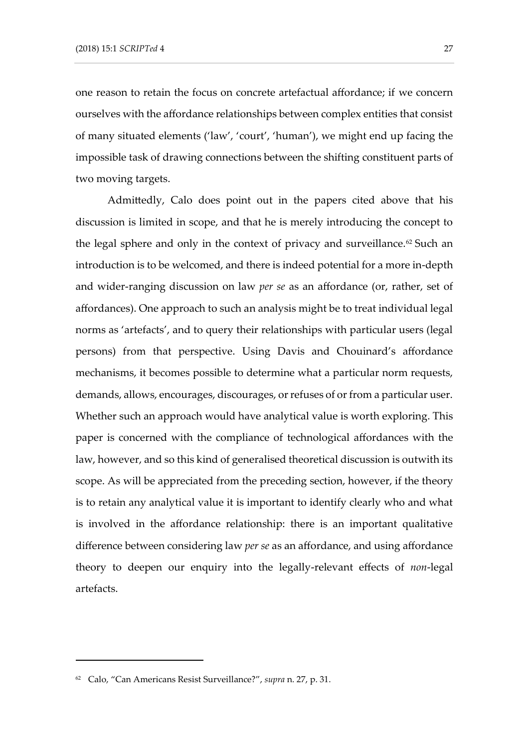one reason to retain the focus on concrete artefactual affordance; if we concern ourselves with the affordance relationships between complex entities that consist of many situated elements ('law', 'court', 'human'), we might end up facing the impossible task of drawing connections between the shifting constituent parts of two moving targets.

Admittedly, Calo does point out in the papers cited above that his discussion is limited in scope, and that he is merely introducing the concept to the legal sphere and only in the context of privacy and surveillance.[62] Such an introduction is to be welcomed, and there is indeed potential for a more in-depth and wider-ranging discussion on law *per se* as an affordance (or, rather, set of affordances). One approach to such an analysis might be to treat individual legal norms as 'artefacts', and to query their relationships with particular users (legal persons) from that perspective. Using Davis and Chouinard's affordance mechanisms, it becomes possible to determine what a particular norm requests, demands, allows, encourages, discourages, or refuses of or from a particular user. Whether such an approach would have analytical value is worth exploring. This paper is concerned with the compliance of technological affordances with the law, however, and so this kind of generalised theoretical discussion is outwith its scope. As will be appreciated from the preceding section, however, if the theory is to retain any analytical value it is important to identify clearly who and what is involved in the affordance relationship: there is an important qualitative difference between considering law *per se* as an affordance, and using affordance theory to deepen our enquiry into the legally-relevant effects of *non*-legal artefacts.

---

[62] Calo, "Can Americans Resist Surveillance?", *supra* n. 27, p. 31.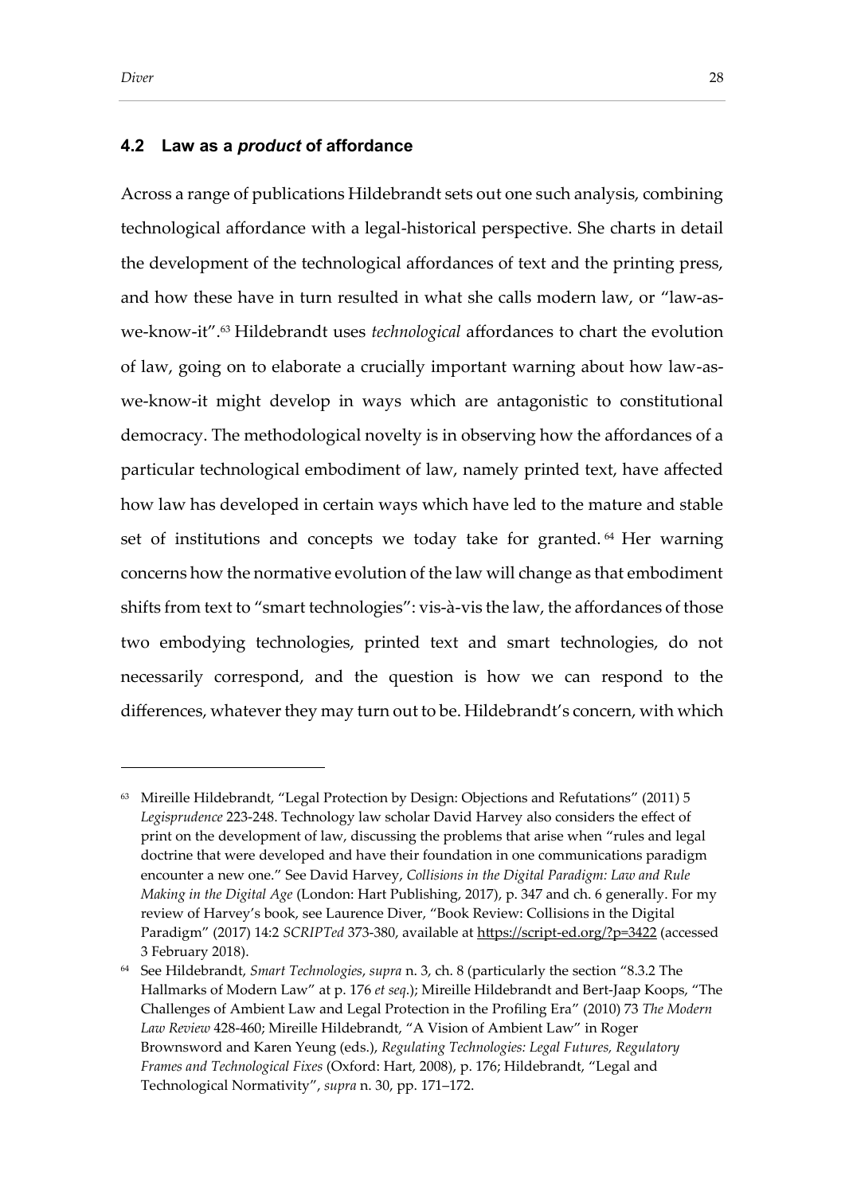### 4.2 Law as a *product* of affordance

Across a range of publications Hildebrandt sets out one such analysis, combining technological affordance with a legal-historical perspective. She charts in detail the development of the technological affordances of text and the printing press, and how these have in turn resulted in what she calls modern law, or "law-as-we-know-it".[63] Hildebrandt uses *technological* affordances to chart the evolution of law, going on to elaborate a crucially important warning about how law-as-we-know-it might develop in ways which are antagonistic to constitutional democracy. The methodological novelty is in observing how the affordances of a particular technological embodiment of law, namely printed text, have affected how law has developed in certain ways which have led to the mature and stable set of institutions and concepts we today take for granted.[64] Her warning concerns how the normative evolution of the law will change as that embodiment shifts from text to "smart technologies": vis-à-vis the law, the affordances of those two embodying technologies, printed text and smart technologies, do not necessarily correspond, and the question is how we can respond to the differences, whatever they may turn out to be. Hildebrandt's concern, with which

---

[63] Mireille Hildebrandt, "Legal Protection by Design: Objections and Refutations" (2011) 5 *Legisprudence* 223-248. Technology law scholar David Harvey also considers the effect of print on the development of law, discussing the problems that arise when "rules and legal doctrine that were developed and have their foundation in one communications paradigm encounter a new one." See David Harvey, *Collisions in the Digital Paradigm: Law and Rule Making in the Digital Age* (London: Hart Publishing, 2017), p. 347 and ch. 6 generally. For my review of Harvey's book, see Laurence Diver, "Book Review: Collisions in the Digital Paradigm" (2017) 14:2 *SCRIPTed* 373-380, available at https://script-ed.org/?p=3422 (accessed 3 February 2018).

[64] See Hildebrandt, *Smart Technologies*, *supra* n. 3, ch. 8 (particularly the section "8.3.2 The Hallmarks of Modern Law" at p. 176 *et seq.*); Mireille Hildebrandt and Bert-Jaap Koops, "The Challenges of Ambient Law and Legal Protection in the Profiling Era" (2010) 73 *The Modern Law Review* 428-460; Mireille Hildebrandt, "A Vision of Ambient Law" in Roger Brownsword and Karen Yeung (eds.), *Regulating Technologies: Legal Futures, Regulatory Frames and Technological Fixes* (Oxford: Hart, 2008), p. 176; Hildebrandt, "Legal and Technological Normativity", *supra* n. 30, pp. 171–172.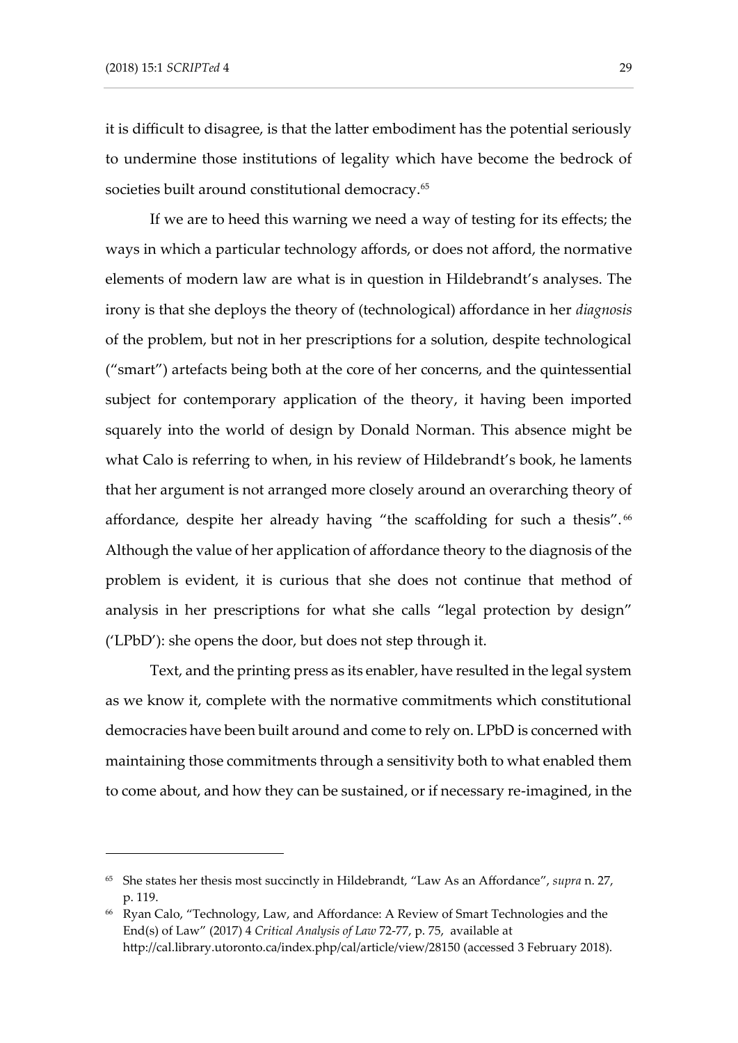it is difficult to disagree, is that the latter embodiment has the potential seriously to undermine those institutions of legality which have become the bedrock of societies built around constitutional democracy.[65]

If we are to heed this warning we need a way of testing for its effects; the ways in which a particular technology affords, or does not afford, the normative elements of modern law are what is in question in Hildebrandt's analyses. The irony is that she deploys the theory of (technological) affordance in her *diagnosis* of the problem, but not in her prescriptions for a solution, despite technological ("smart") artefacts being both at the core of her concerns, and the quintessential subject for contemporary application of the theory, it having been imported squarely into the world of design by Donald Norman. This absence might be what Calo is referring to when, in his review of Hildebrandt's book, he laments that her argument is not arranged more closely around an overarching theory of affordance, despite her already having "the scaffolding for such a thesis".[66] Although the value of her application of affordance theory to the diagnosis of the problem is evident, it is curious that she does not continue that method of analysis in her prescriptions for what she calls "legal protection by design" ('LPbD'): she opens the door, but does not step through it.

Text, and the printing press as its enabler, have resulted in the legal system as we know it, complete with the normative commitments which constitutional democracies have been built around and come to rely on. LPbD is concerned with maintaining those commitments through a sensitivity both to what enabled them to come about, and how they can be sustained, or if necessary re-imagined, in the

---

[65] She states her thesis most succinctly in Hildebrandt, "Law As an Affordance", *supra* n. 27, p. 119.

[66] Ryan Calo, "Technology, Law, and Affordance: A Review of Smart Technologies and the End(s) of Law" (2017) 4 *Critical Analysis of Law* 72-77, p. 75, available at http://cal.library.utoronto.ca/index.php/cal/article/view/28150 (accessed 3 February 2018).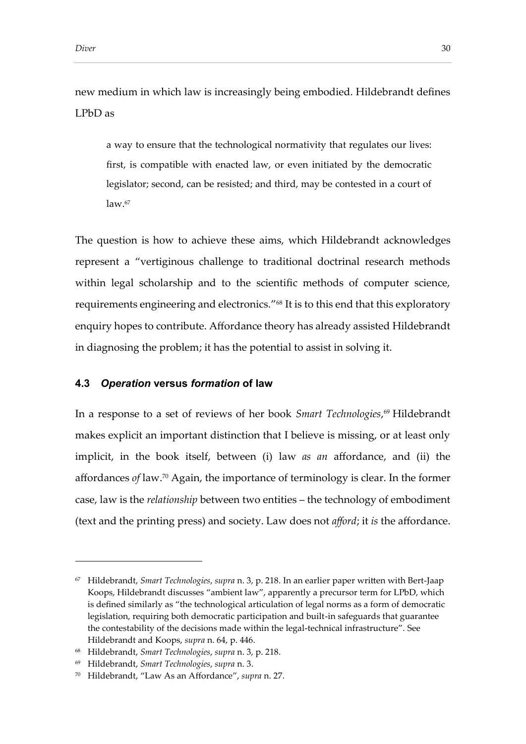new medium in which law is increasingly being embodied. Hildebrandt defines LPbD as

> a way to ensure that the technological normativity that regulates our lives: first, is compatible with enacted law, or even initiated by the democratic legislator; second, can be resisted; and third, may be contested in a court of law.[67]

The question is how to achieve these aims, which Hildebrandt acknowledges represent a "vertiginous challenge to traditional doctrinal research methods within legal scholarship and to the scientific methods of computer science, requirements engineering and electronics."[68] It is to this end that this exploratory enquiry hopes to contribute. Affordance theory has already assisted Hildebrandt in diagnosing the problem; it has the potential to assist in solving it.

### 4.3 *Operation* versus *formation* of law

In a response to a set of reviews of her book *Smart Technologies*,[69] Hildebrandt makes explicit an important distinction that I believe is missing, or at least only implicit, in the book itself, between (i) law *as an* affordance, and (ii) the affordances *of* law.[70] Again, the importance of terminology is clear. In the former case, law is the *relationship* between two entities – the technology of embodiment (text and the printing press) and society. Law does not *afford*; it *is* the affordance.

---

[67] Hildebrandt, *Smart Technologies*, *supra* n. 3, p. 218. In an earlier paper written with Bert-Jaap Koops, Hildebrandt discusses "ambient law", apparently a precursor term for LPbD, which is defined similarly as "the technological articulation of legal norms as a form of democratic legislation, requiring both democratic participation and built-in safeguards that guarantee the contestability of the decisions made within the legal-technical infrastructure". See Hildebrandt and Koops, *supra* n. 64, p. 446.

[68] Hildebrandt, *Smart Technologies*, *supra* n. 3, p. 218.

[69] Hildebrandt, *Smart Technologies*, *supra* n. 3.

[70] Hildebrandt, "Law As an Affordance", *supra* n. 27.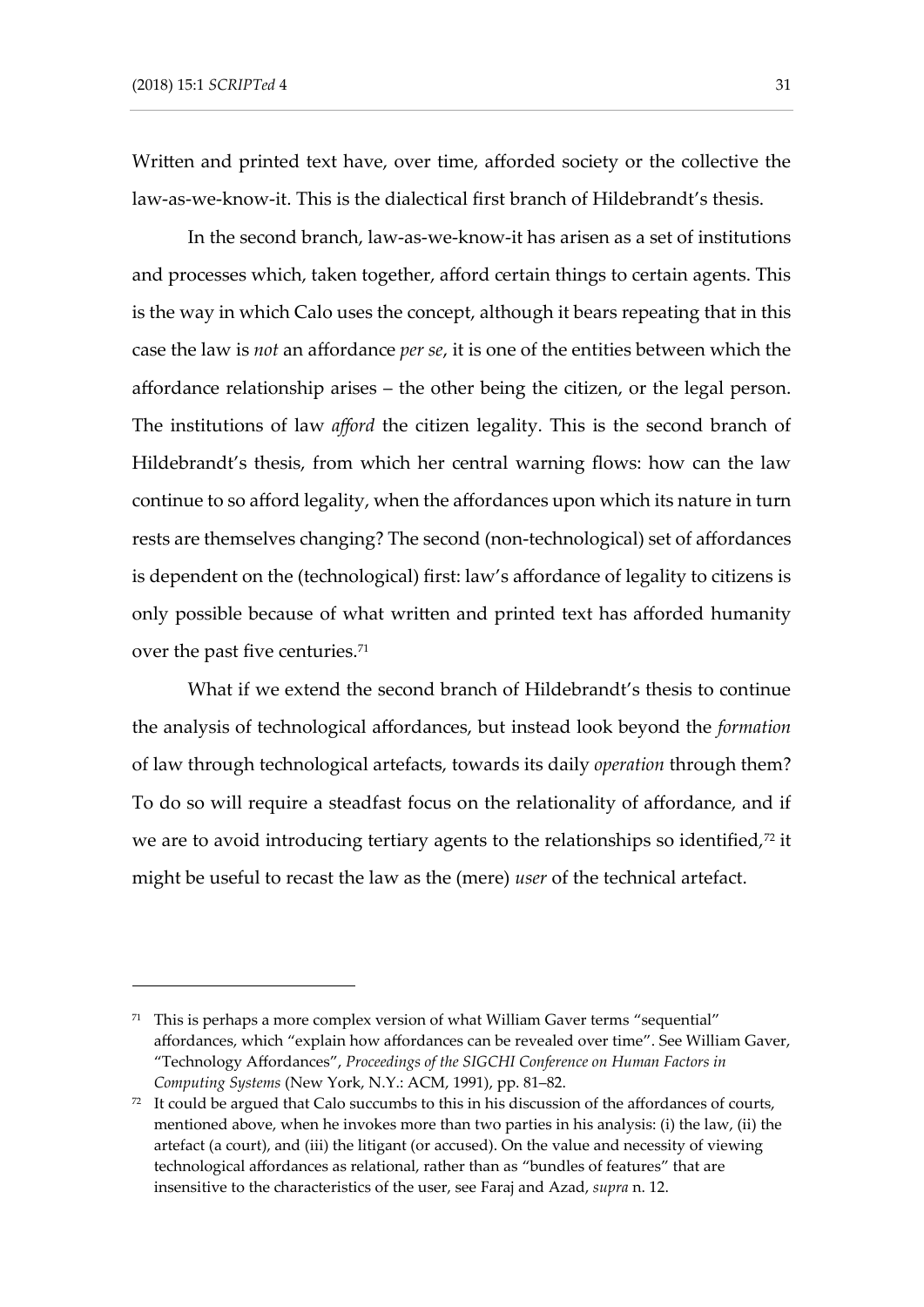Written and printed text have, over time, afforded society or the collective the law-as-we-know-it. This is the dialectical first branch of Hildebrandt's thesis.

In the second branch, law-as-we-know-it has arisen as a set of institutions and processes which, taken together, afford certain things to certain agents. This is the way in which Calo uses the concept, although it bears repeating that in this case the law is *not* an affordance *per se*, it is one of the entities between which the affordance relationship arises – the other being the citizen, or the legal person. The institutions of law *afford* the citizen legality. This is the second branch of Hildebrandt's thesis, from which her central warning flows: how can the law continue to so afford legality, when the affordances upon which its nature in turn rests are themselves changing? The second (non-technological) set of affordances is dependent on the (technological) first: law's affordance of legality to citizens is only possible because of what written and printed text has afforded humanity over the past five centuries.[71]

What if we extend the second branch of Hildebrandt's thesis to continue the analysis of technological affordances, but instead look beyond the *formation* of law through technological artefacts, towards its daily *operation* through them? To do so will require a steadfast focus on the relationality of affordance, and if we are to avoid introducing tertiary agents to the relationships so identified,[72] it might be useful to recast the law as the (mere) *user* of the technical artefact.

---

[71] This is perhaps a more complex version of what William Gaver terms "sequential" affordances, which "explain how affordances can be revealed over time". See William Gaver, "Technology Affordances", *Proceedings of the SIGCHI Conference on Human Factors in Computing Systems* (New York, N.Y.: ACM, 1991), pp. 81–82.

[72] It could be argued that Calo succumbs to this in his discussion of the affordances of courts, mentioned above, when he invokes more than two parties in his analysis: (i) the law, (ii) the artefact (a court), and (iii) the litigant (or accused). On the value and necessity of viewing technological affordances as relational, rather than as "bundles of features" that are insensitive to the characteristics of the user, see Faraj and Azad, *supra* n. 12.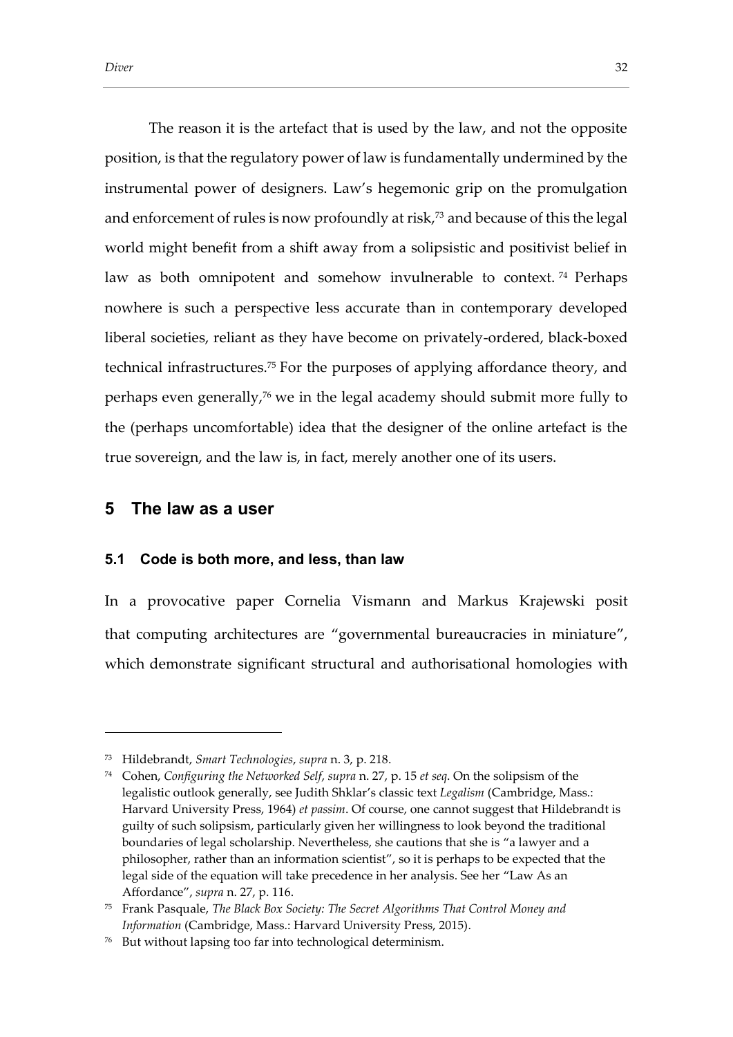The reason it is the artefact that is used by the law, and not the opposite position, is that the regulatory power of law is fundamentally undermined by the instrumental power of designers. Law's hegemonic grip on the promulgation and enforcement of rules is now profoundly at risk,[73] and because of this the legal world might benefit from a shift away from a solipsistic and positivist belief in law as both omnipotent and somehow invulnerable to context.[74] Perhaps nowhere is such a perspective less accurate than in contemporary developed liberal societies, reliant as they have become on privately-ordered, black-boxed technical infrastructures.[75] For the purposes of applying affordance theory, and perhaps even generally,[76] we in the legal academy should submit more fully to the (perhaps uncomfortable) idea that the designer of the online artefact is the true sovereign, and the law is, in fact, merely another one of its users.

## 5 The law as a user

### 5.1 Code is both more, and less, than law

In a provocative paper Cornelia Vismann and Markus Krajewski posit that computing architectures are "governmental bureaucracies in miniature", which demonstrate significant structural and authorisational homologies with

---

[73] Hildebrandt, *Smart Technologies*, *supra* n. 3, p. 218.

[74] Cohen, *Configuring the Networked Self*, *supra* n. 27, p. 15 *et seq*. On the solipsism of the legalistic outlook generally, see Judith Shklar's classic text *Legalism* (Cambridge, Mass.: Harvard University Press, 1964) *et passim*. Of course, one cannot suggest that Hildebrandt is guilty of such solipsism, particularly given her willingness to look beyond the traditional boundaries of legal scholarship. Nevertheless, she cautions that she is "a lawyer and a philosopher, rather than an information scientist", so it is perhaps to be expected that the legal side of the equation will take precedence in her analysis. See her "Law As an Affordance", *supra* n. 27, p. 116.

[75] Frank Pasquale, *The Black Box Society: The Secret Algorithms That Control Money and Information* (Cambridge, Mass.: Harvard University Press, 2015).

[76] But without lapsing too far into technological determinism.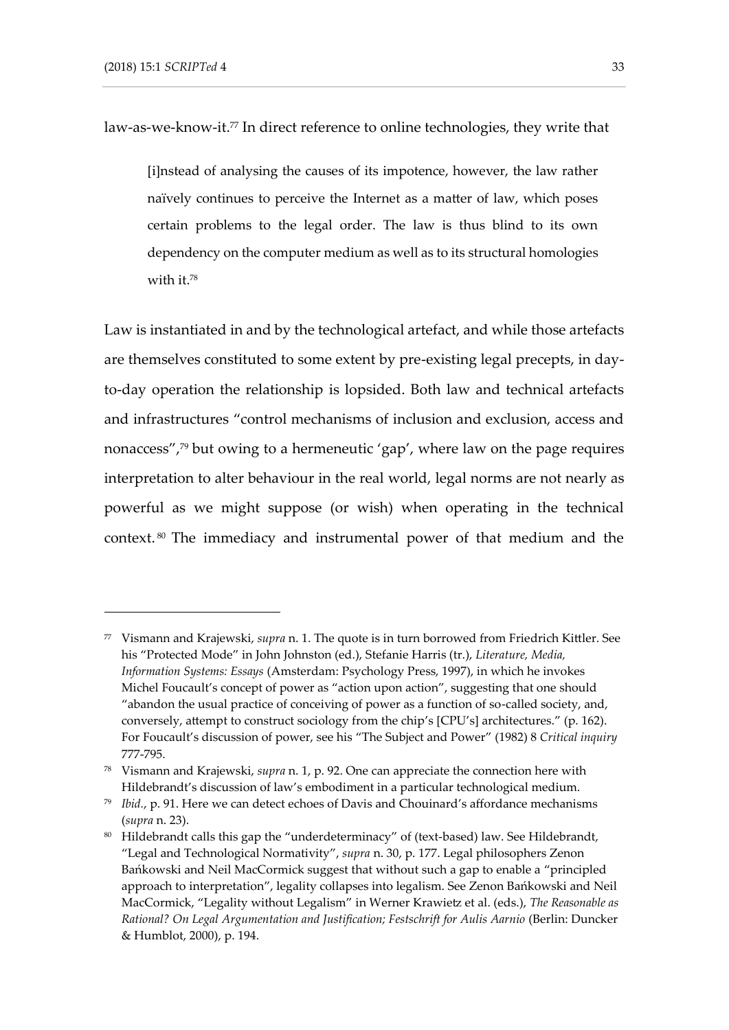law-as-we-know-it.[77] In direct reference to online technologies, they write that

> [i]nstead of analysing the causes of its impotence, however, the law rather naïvely continues to perceive the Internet as a matter of law, which poses certain problems to the legal order. The law is thus blind to its own dependency on the computer medium as well as to its structural homologies with it.[78]

Law is instantiated in and by the technological artefact, and while those artefacts are themselves constituted to some extent by pre-existing legal precepts, in day-to-day operation the relationship is lopsided. Both law and technical artefacts and infrastructures "control mechanisms of inclusion and exclusion, access and nonaccess",[79] but owing to a hermeneutic 'gap', where law on the page requires interpretation to alter behaviour in the real world, legal norms are not nearly as powerful as we might suppose (or wish) when operating in the technical context.[80] The immediacy and instrumental power of that medium and the

---

[77] Vismann and Krajewski, *supra* n. 1. The quote is in turn borrowed from Friedrich Kittler. See his "Protected Mode" in John Johnston (ed.), Stefanie Harris (tr.), *Literature, Media, Information Systems: Essays* (Amsterdam: Psychology Press, 1997), in which he invokes Michel Foucault's concept of power as "action upon action", suggesting that one should "abandon the usual practice of conceiving of power as a function of so-called society, and, conversely, attempt to construct sociology from the chip's [CPU's] architectures." (p. 162). For Foucault's discussion of power, see his "The Subject and Power" (1982) 8 *Critical inquiry* 777-795.

[78] Vismann and Krajewski, *supra* n. 1, p. 92. One can appreciate the connection here with Hildebrandt's discussion of law's embodiment in a particular technological medium.

[79] *Ibid.*, p. 91. Here we can detect echoes of Davis and Chouinard's affordance mechanisms (*supra* n. 23).

[80] Hildebrandt calls this gap the "underdeterminacy" of (text-based) law. See Hildebrandt, "Legal and Technological Normativity", *supra* n. 30, p. 177. Legal philosophers Zenon Bańkowski and Neil MacCormick suggest that without such a gap to enable a "principled approach to interpretation", legality collapses into legalism. See Zenon Bańkowski and Neil MacCormick, "Legality without Legalism" in Werner Krawietz et al. (eds.), *The Reasonable as Rational? On Legal Argumentation and Justification; Festschrift for Aulis Aarnio* (Berlin: Duncker & Humblot, 2000), p. 194.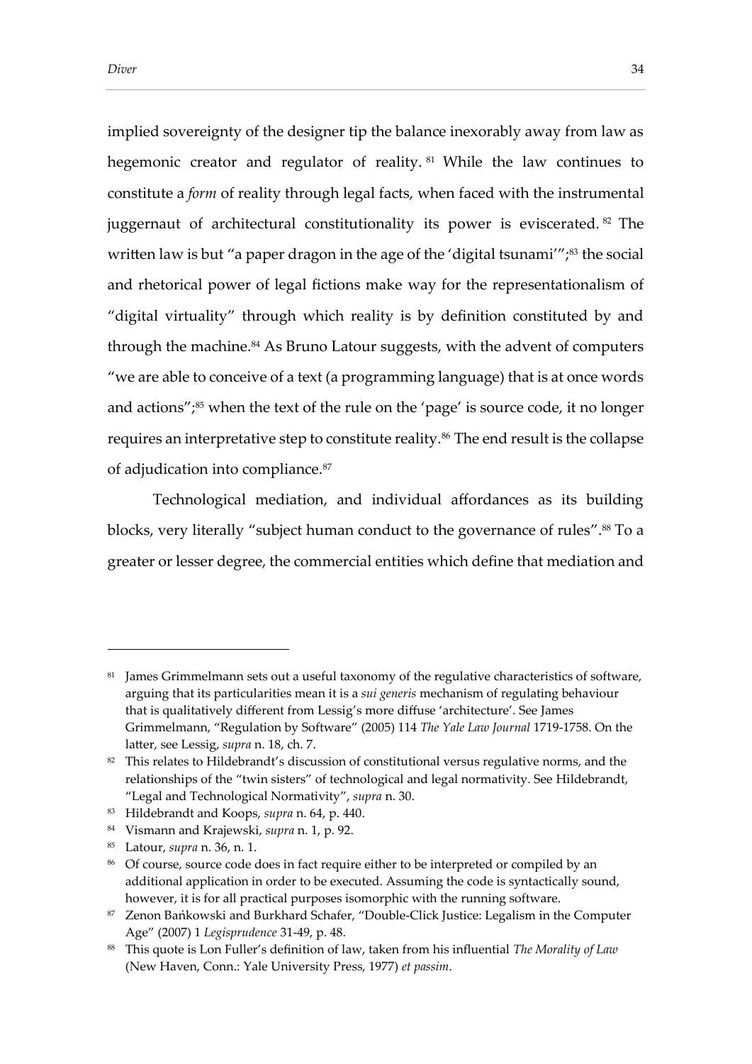implied sovereignty of the designer tip the balance inexorably away from law as hegemonic creator and regulator of reality.[81] While the law continues to constitute a *form* of reality through legal facts, when faced with the instrumental juggernaut of architectural constitutionality its power is eviscerated.[82] The written law is but "a paper dragon in the age of the 'digital tsunami'";[83] the social and rhetorical power of legal fictions make way for the representationalism of "digital virtuality" through which reality is by definition constituted by and through the machine.[84] As Bruno Latour suggests, with the advent of computers "we are able to conceive of a text (a programming language) that is at once words and actions";[85] when the text of the rule on the 'page' is source code, it no longer requires an interpretative step to constitute reality.[86] The end result is the collapse of adjudication into compliance.[87]

Technological mediation, and individual affordances as its building blocks, very literally "subject human conduct to the governance of rules".[88] To a greater or lesser degree, the commercial entities which define that mediation and

---

[81] James Grimmelmann sets out a useful taxonomy of the regulative characteristics of software, arguing that its particularities mean it is a *sui generis* mechanism of regulating behaviour that is qualitatively different from Lessig's more diffuse 'architecture'. See James Grimmelmann, "Regulation by Software" (2005) 114 *The Yale Law Journal* 1719-1758. On the latter, see Lessig, *supra* n. 18, ch. 7.

[82] This relates to Hildebrandt's discussion of constitutional versus regulative norms, and the relationships of the "twin sisters" of technological and legal normativity. See Hildebrandt, "Legal and Technological Normativity", *supra* n. 30.

[83] Hildebrandt and Koops, *supra* n. 64, p. 440.

[84] Vismann and Krajewski, *supra* n. 1, p. 92.

[85] Latour, *supra* n. 36, n. 1.

[86] Of course, source code does in fact require either to be interpreted or compiled by an additional application in order to be executed. Assuming the code is syntactically sound, however, it is for all practical purposes isomorphic with the running software.

[87] Zenon Bańkowski and Burkhard Schafer, "Double-Click Justice: Legalism in the Computer Age" (2007) 1 *Legisprudence* 31-49, p. 48.

[88] This quote is Lon Fuller's definition of law, taken from his influential *The Morality of Law* (New Haven, Conn.: Yale University Press, 1977) *et passim*.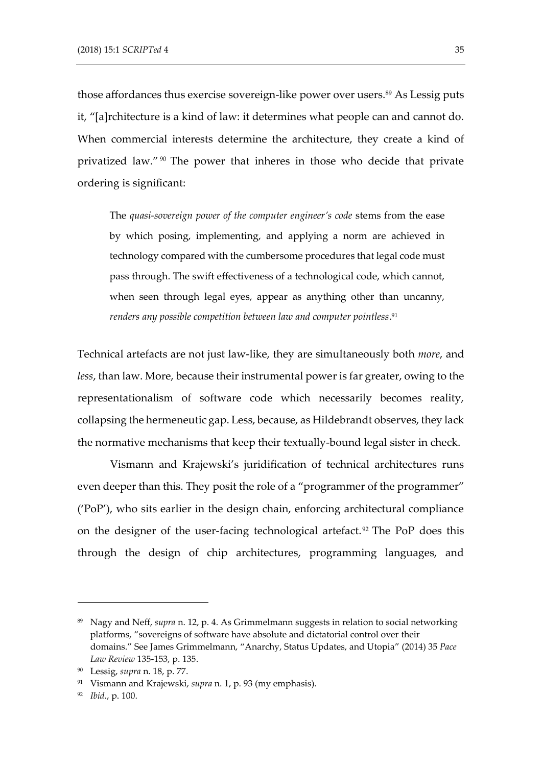those affordances thus exercise sovereign-like power over users.[89] As Lessig puts it, "[a]rchitecture is a kind of law: it determines what people can and cannot do. When commercial interests determine the architecture, they create a kind of privatized law."[90] The power that inheres in those who decide that private ordering is significant:

> The *quasi-sovereign power of the computer engineer's code* stems from the ease by which posing, implementing, and applying a norm are achieved in technology compared with the cumbersome procedures that legal code must pass through. The swift effectiveness of a technological code, which cannot, when seen through legal eyes, appear as anything other than uncanny, *renders any possible competition between law and computer pointless*.[91]

Technical artefacts are not just law-like, they are simultaneously both *more*, and *less*, than law. More, because their instrumental power is far greater, owing to the representationalism of software code which necessarily becomes reality, collapsing the hermeneutic gap. Less, because, as Hildebrandt observes, they lack the normative mechanisms that keep their textually-bound legal sister in check.

Vismann and Krajewski's juridification of technical architectures runs even deeper than this. They posit the role of a "programmer of the programmer" ('PoP'), who sits earlier in the design chain, enforcing architectural compliance on the designer of the user-facing technological artefact.[92] The PoP does this through the design of chip architectures, programming languages, and

---

[89] Nagy and Neff, *supra* n. 12, p. 4. As Grimmelmann suggests in relation to social networking platforms, "sovereigns of software have absolute and dictatorial control over their domains." See James Grimmelmann, "Anarchy, Status Updates, and Utopia" (2014) 35 *Pace Law Review* 135-153, p. 135.

[90] Lessig, *supra* n. 18, p. 77.

[91] Vismann and Krajewski, *supra* n. 1, p. 93 (my emphasis).

[92] *Ibid.*, p. 100.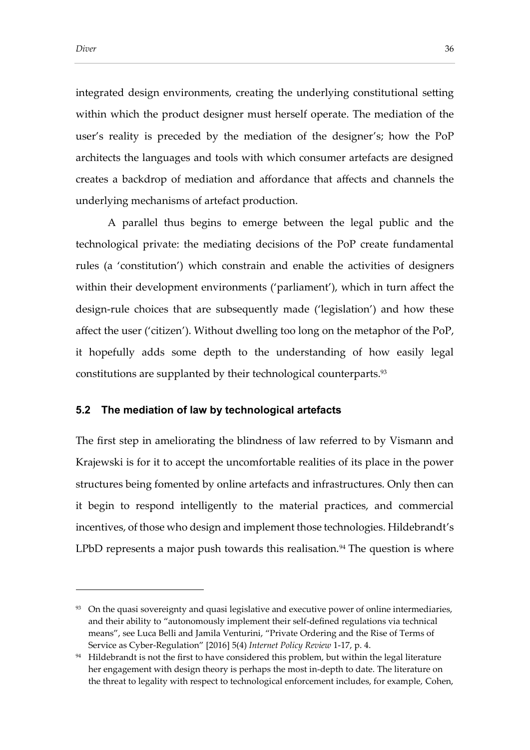integrated design environments, creating the underlying constitutional setting within which the product designer must herself operate. The mediation of the user's reality is preceded by the mediation of the designer's; how the PoP architects the languages and tools with which consumer artefacts are designed creates a backdrop of mediation and affordance that affects and channels the underlying mechanisms of artefact production.

A parallel thus begins to emerge between the legal public and the technological private: the mediating decisions of the PoP create fundamental rules (a 'constitution') which constrain and enable the activities of designers within their development environments ('parliament'), which in turn affect the design-rule choices that are subsequently made ('legislation') and how these affect the user ('citizen'). Without dwelling too long on the metaphor of the PoP, it hopefully adds some depth to the understanding of how easily legal constitutions are supplanted by their technological counterparts.[93]

## 5.2 The mediation of law by technological artefacts

The first step in ameliorating the blindness of law referred to by Vismann and Krajewski is for it to accept the uncomfortable realities of its place in the power structures being fomented by online artefacts and infrastructures. Only then can it begin to respond intelligently to the material practices, and commercial incentives, of those who design and implement those technologies. Hildebrandt's LPbD represents a major push towards this realisation.[94] The question is where

---

[93] On the quasi sovereignty and quasi legislative and executive power of online intermediaries, and their ability to "autonomously implement their self-defined regulations via technical means", see Luca Belli and Jamila Venturini, "Private Ordering and the Rise of Terms of Service as Cyber-Regulation" [2016] 5(4) *Internet Policy Review* 1-17, p. 4.

[94] Hildebrandt is not the first to have considered this problem, but within the legal literature her engagement with design theory is perhaps the most in-depth to date. The literature on the threat to legality with respect to technological enforcement includes, for example, Cohen,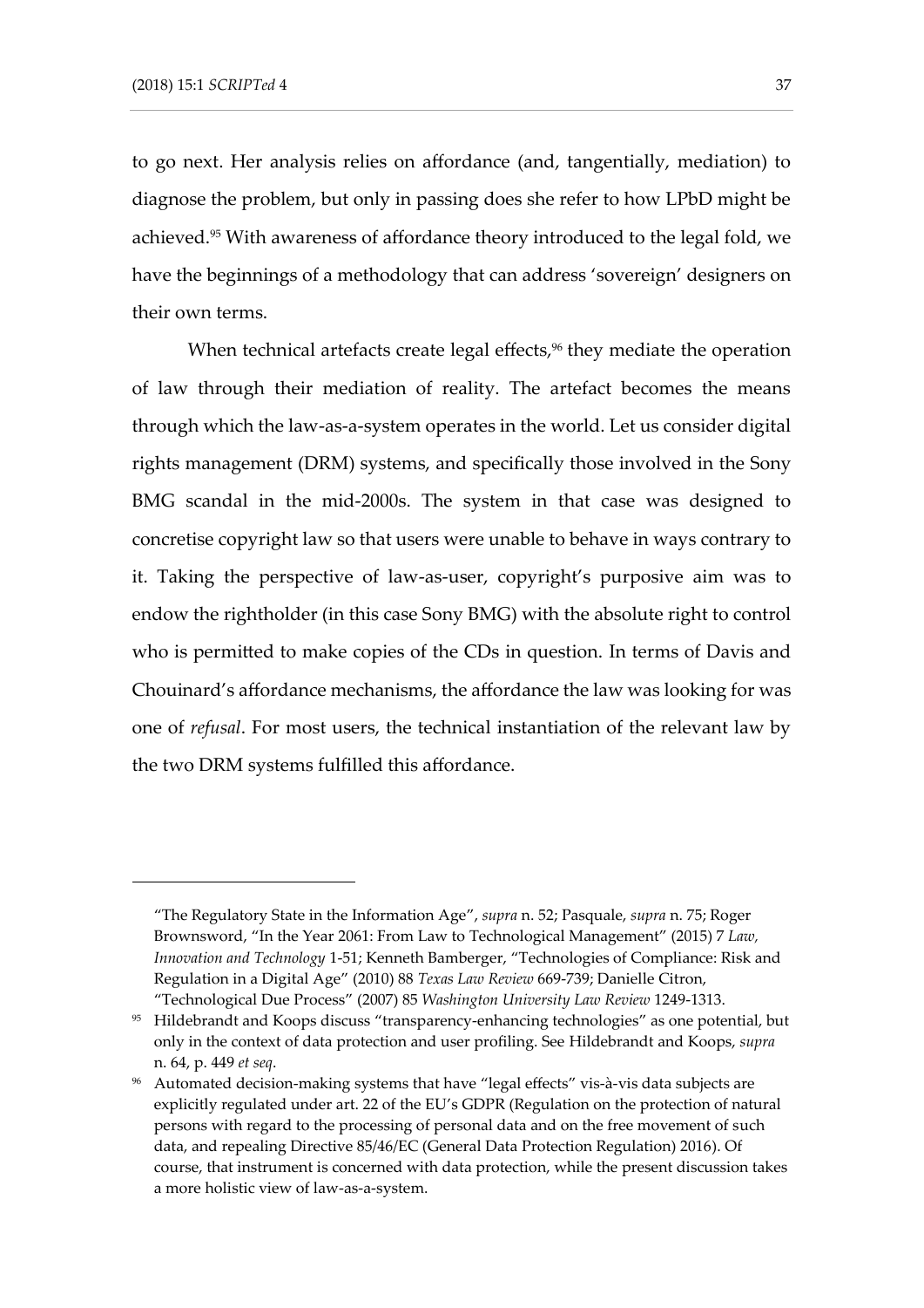to go next. Her analysis relies on affordance (and, tangentially, mediation) to diagnose the problem, but only in passing does she refer to how LPbD might be achieved.[95] With awareness of affordance theory introduced to the legal fold, we have the beginnings of a methodology that can address 'sovereign' designers on their own terms.

When technical artefacts create legal effects,[96] they mediate the operation of law through their mediation of reality. The artefact becomes the means through which the law-as-a-system operates in the world. Let us consider digital rights management (DRM) systems, and specifically those involved in the Sony BMG scandal in the mid-2000s. The system in that case was designed to concretise copyright law so that users were unable to behave in ways contrary to it. Taking the perspective of law-as-user, copyright's purposive aim was to endow the rightholder (in this case Sony BMG) with the absolute right to control who is permitted to make copies of the CDs in question. In terms of Davis and Chouinard's affordance mechanisms, the affordance the law was looking for was one of *refusal*. For most users, the technical instantiation of the relevant law by the two DRM systems fulfilled this affordance.

---

"The Regulatory State in the Information Age", *supra* n. 52; Pasquale, *supra* n. 75; Roger Brownsword, "In the Year 2061: From Law to Technological Management" (2015) 7 *Law, Innovation and Technology* 1-51; Kenneth Bamberger, "Technologies of Compliance: Risk and Regulation in a Digital Age" (2010) 88 *Texas Law Review* 669-739; Danielle Citron, "Technological Due Process" (2007) 85 *Washington University Law Review* 1249-1313.

[95] Hildebrandt and Koops discuss "transparency-enhancing technologies" as one potential, but only in the context of data protection and user profiling. See Hildebrandt and Koops, *supra* n. 64, p. 449 *et seq*.

[96] Automated decision-making systems that have "legal effects" vis-à-vis data subjects are explicitly regulated under art. 22 of the EU's GDPR (Regulation on the protection of natural persons with regard to the processing of personal data and on the free movement of such data, and repealing Directive 85/46/EC (General Data Protection Regulation) 2016). Of course, that instrument is concerned with data protection, while the present discussion takes a more holistic view of law-as-a-system.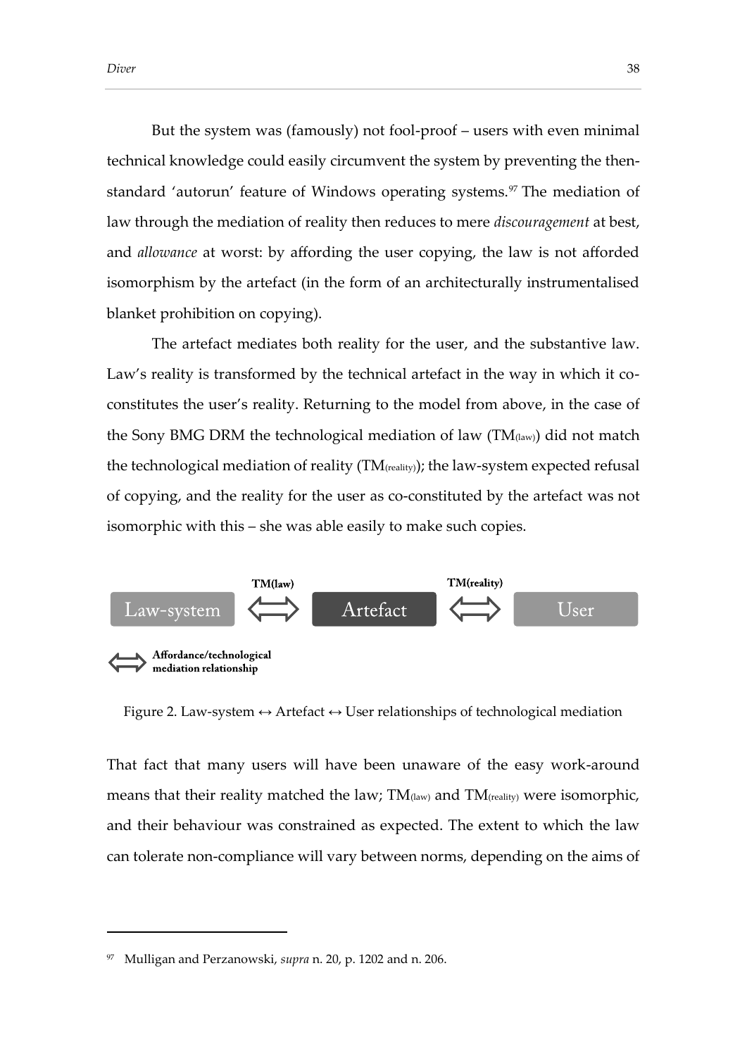But the system was (famously) not fool-proof – users with even minimal technical knowledge could easily circumvent the system by preventing the then-standard 'autorun' feature of Windows operating systems.[97] The mediation of law through the mediation of reality then reduces to mere *discouragement* at best, and *allowance* at worst: by affording the user copying, the law is not afforded isomorphism by the artefact (in the form of an architecturally instrumentalised blanket prohibition on copying).

The artefact mediates both reality for the user, and the substantive law. Law's reality is transformed by the technical artefact in the way in which it co-constitutes the user's reality. Returning to the model from above, in the case of the Sony BMG DRM the technological mediation of law ($TM_{(law)}$) did not match the technological mediation of reality ($TM_{(reality)}$); the law-system expected refusal of copying, and the reality for the user as co-constituted by the artefact was not isomorphic with this – she was able easily to make such copies.

TM(law) TM(reality)

Law-system ⟺ Artefact ⟺ User

⟺ Affordance/technological mediation relationship

Figure 2. Law-system ↔ Artefact ↔ User relationships of technological mediation

That fact that many users will have been unaware of the easy work-around means that their reality matched the law; $TM_{(law)}$ and $TM_{(reality)}$ were isomorphic, and their behaviour was constrained as expected. The extent to which the law can tolerate non-compliance will vary between norms, depending on the aims of

[97] Mulligan and Perzanowski, *supra* n. 20, p. 1202 and n. 206.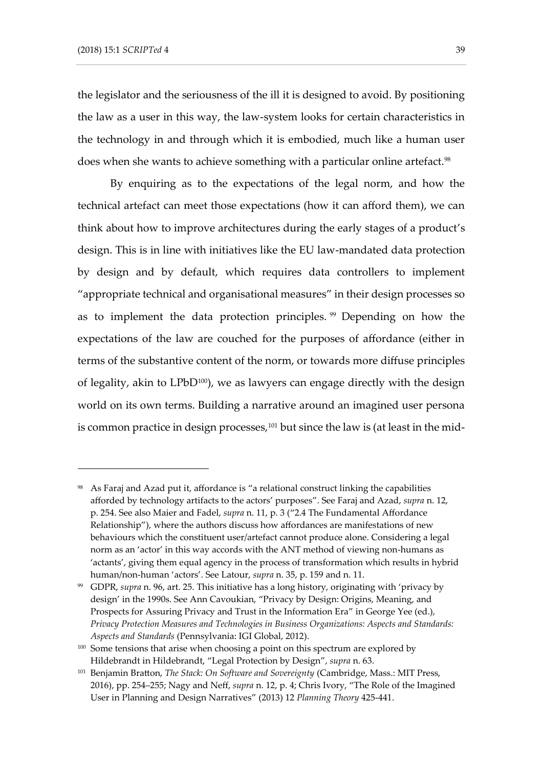the legislator and the seriousness of the ill it is designed to avoid. By positioning the law as a user in this way, the law-system looks for certain characteristics in the technology in and through which it is embodied, much like a human user does when she wants to achieve something with a particular online artefact.[98]

By enquiring as to the expectations of the legal norm, and how the technical artefact can meet those expectations (how it can afford them), we can think about how to improve architectures during the early stages of a product's design. This is in line with initiatives like the EU law-mandated data protection by design and by default, which requires data controllers to implement "appropriate technical and organisational measures" in their design processes so as to implement the data protection principles.[99] Depending on how the expectations of the law are couched for the purposes of affordance (either in terms of the substantive content of the norm, or towards more diffuse principles of legality, akin to LPbD[100]), we as lawyers can engage directly with the design world on its own terms. Building a narrative around an imagined user persona is common practice in design processes,[101] but since the law is (at least in the mid-

---

[98] As Faraj and Azad put it, affordance is "a relational construct linking the capabilities afforded by technology artifacts to the actors' purposes". See Faraj and Azad, *supra* n. 12, p. 254. See also Maier and Fadel, *supra* n. 11, p. 3 ("2.4 The Fundamental Affordance Relationship"), where the authors discuss how affordances are manifestations of new behaviours which the constituent user/artefact cannot produce alone. Considering a legal norm as an 'actor' in this way accords with the ANT method of viewing non-humans as 'actants', giving them equal agency in the process of transformation which results in hybrid human/non-human 'actors'. See Latour, *supra* n. 35, p. 159 and n. 11.

[99] GDPR, *supra* n. 96, art. 25. This initiative has a long history, originating with 'privacy by design' in the 1990s. See Ann Cavoukian, "Privacy by Design: Origins, Meaning, and Prospects for Assuring Privacy and Trust in the Information Era" in George Yee (ed.), *Privacy Protection Measures and Technologies in Business Organizations: Aspects and Standards: Aspects and Standards* (Pennsylvania: IGI Global, 2012).

[100] Some tensions that arise when choosing a point on this spectrum are explored by Hildebrandt in Hildebrandt, "Legal Protection by Design", *supra* n. 63.

[101] Benjamin Bratton, *The Stack: On Software and Sovereignty* (Cambridge, Mass.: MIT Press, 2016), pp. 254–255; Nagy and Neff, *supra* n. 12, p. 4; Chris Ivory, "The Role of the Imagined User in Planning and Design Narratives" (2013) 12 *Planning Theory* 425-441.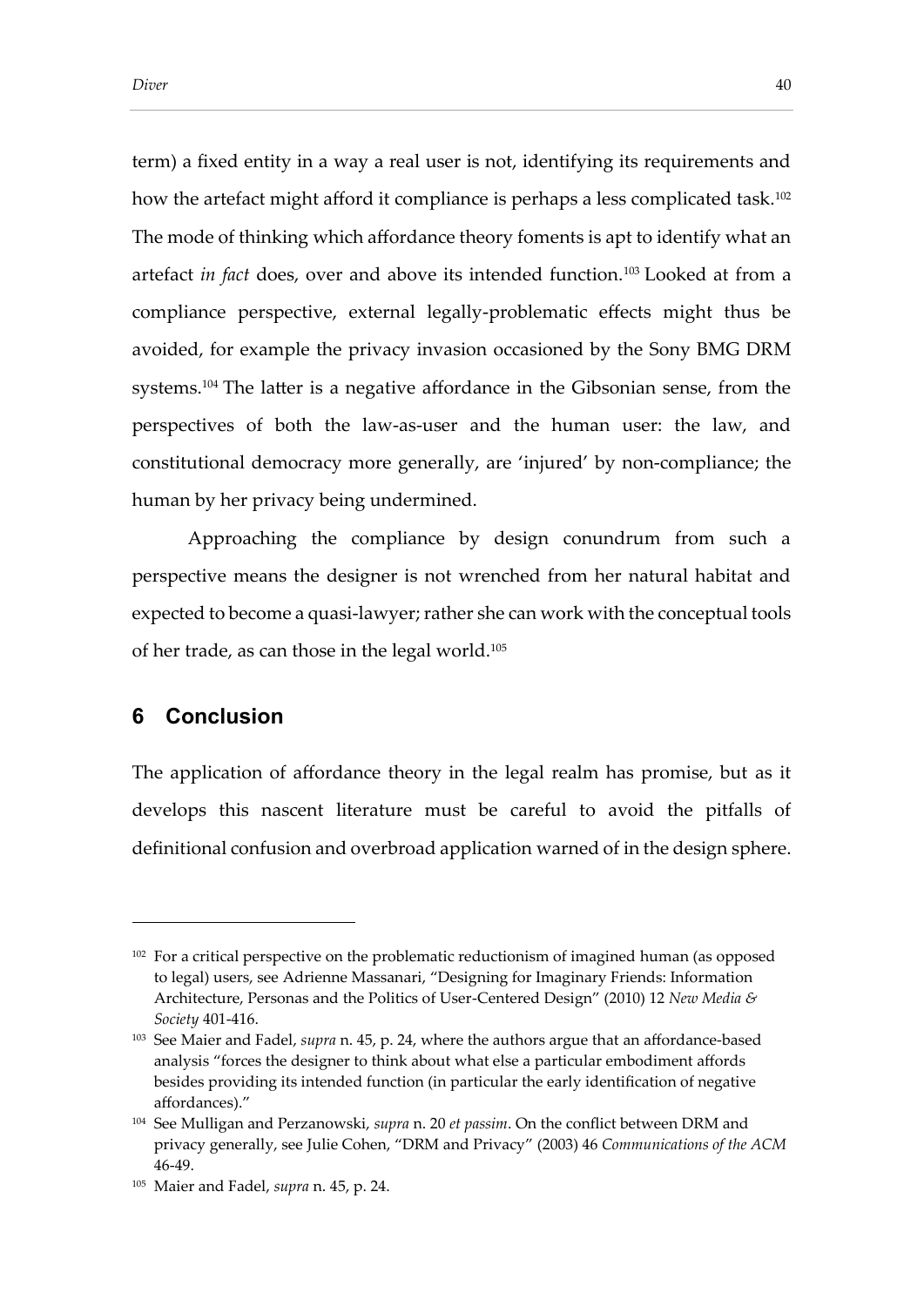term) a fixed entity in a way a real user is not, identifying its requirements and how the artefact might afford it compliance is perhaps a less complicated task.[102] The mode of thinking which affordance theory foments is apt to identify what an artefact *in fact* does, over and above its intended function.[103] Looked at from a compliance perspective, external legally-problematic effects might thus be avoided, for example the privacy invasion occasioned by the Sony BMG DRM systems.[104] The latter is a negative affordance in the Gibsonian sense, from the perspectives of both the law-as-user and the human user: the law, and constitutional democracy more generally, are 'injured' by non-compliance; the human by her privacy being undermined.

Approaching the compliance by design conundrum from such a perspective means the designer is not wrenched from her natural habitat and expected to become a quasi-lawyer; rather she can work with the conceptual tools of her trade, as can those in the legal world.[105]

## 6 Conclusion

The application of affordance theory in the legal realm has promise, but as it develops this nascent literature must be careful to avoid the pitfalls of definitional confusion and overbroad application warned of in the design sphere.

---

[102] For a critical perspective on the problematic reductionism of imagined human (as opposed to legal) users, see Adrienne Massanari, "Designing for Imaginary Friends: Information Architecture, Personas and the Politics of User-Centered Design" (2010) 12 *New Media & Society* 401-416.

[103] See Maier and Fadel, *supra* n. 45, p. 24, where the authors argue that an affordance-based analysis "forces the designer to think about what else a particular embodiment affords besides providing its intended function (in particular the early identification of negative affordances)."

[104] See Mulligan and Perzanowski, *supra* n. 20 *et passim*. On the conflict between DRM and privacy generally, see Julie Cohen, "DRM and Privacy" (2003) 46 *Communications of the ACM* 46-49.

[105] Maier and Fadel, *supra* n. 45, p. 24.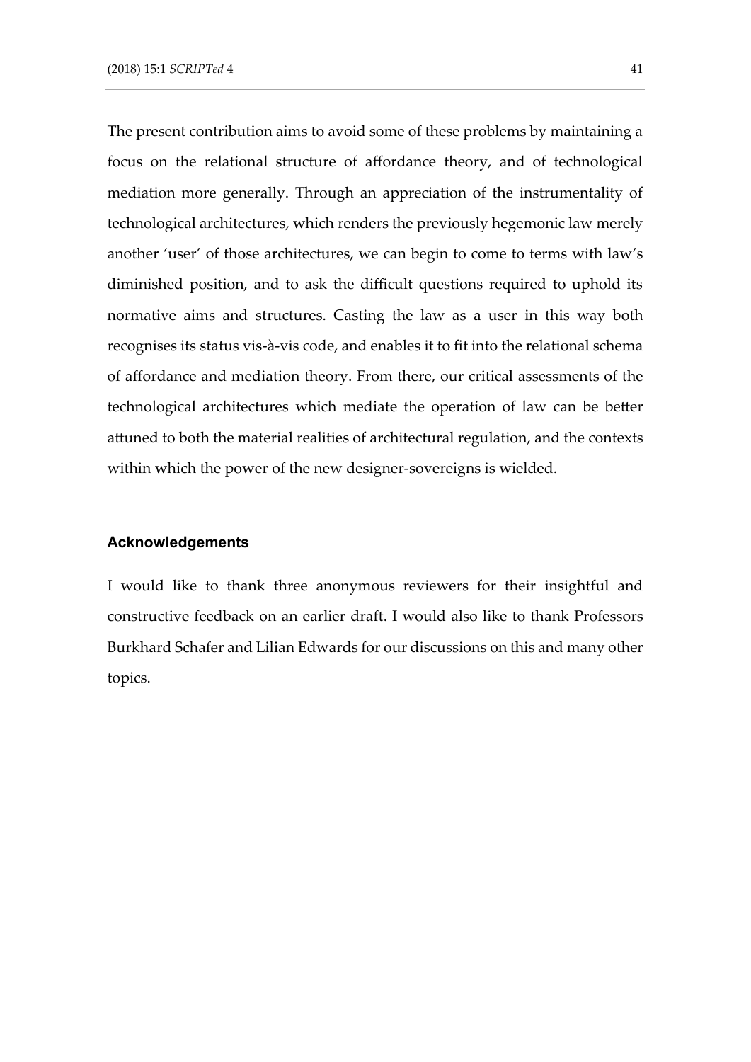The present contribution aims to avoid some of these problems by maintaining a focus on the relational structure of affordance theory, and of technological mediation more generally. Through an appreciation of the instrumentality of technological architectures, which renders the previously hegemonic law merely another 'user' of those architectures, we can begin to come to terms with law's diminished position, and to ask the difficult questions required to uphold its normative aims and structures. Casting the law as a user in this way both recognises its status vis-à-vis code, and enables it to fit into the relational schema of affordance and mediation theory. From there, our critical assessments of the technological architectures which mediate the operation of law can be better attuned to both the material realities of architectural regulation, and the contexts within which the power of the new designer-sovereigns is wielded.

### Acknowledgements

I would like to thank three anonymous reviewers for their insightful and constructive feedback on an earlier draft. I would also like to thank Professors Burkhard Schafer and Lilian Edwards for our discussions on this and many other topics.